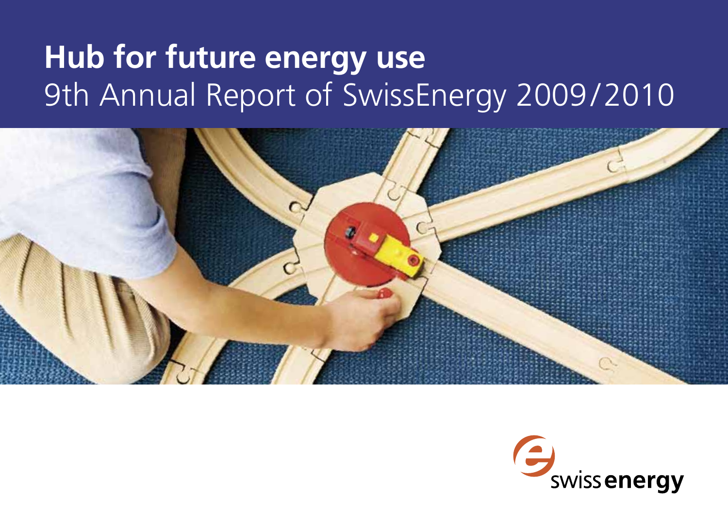# Hub for future energy use

9th Annual Report of SwissEnergy 2009/2010

swiss energy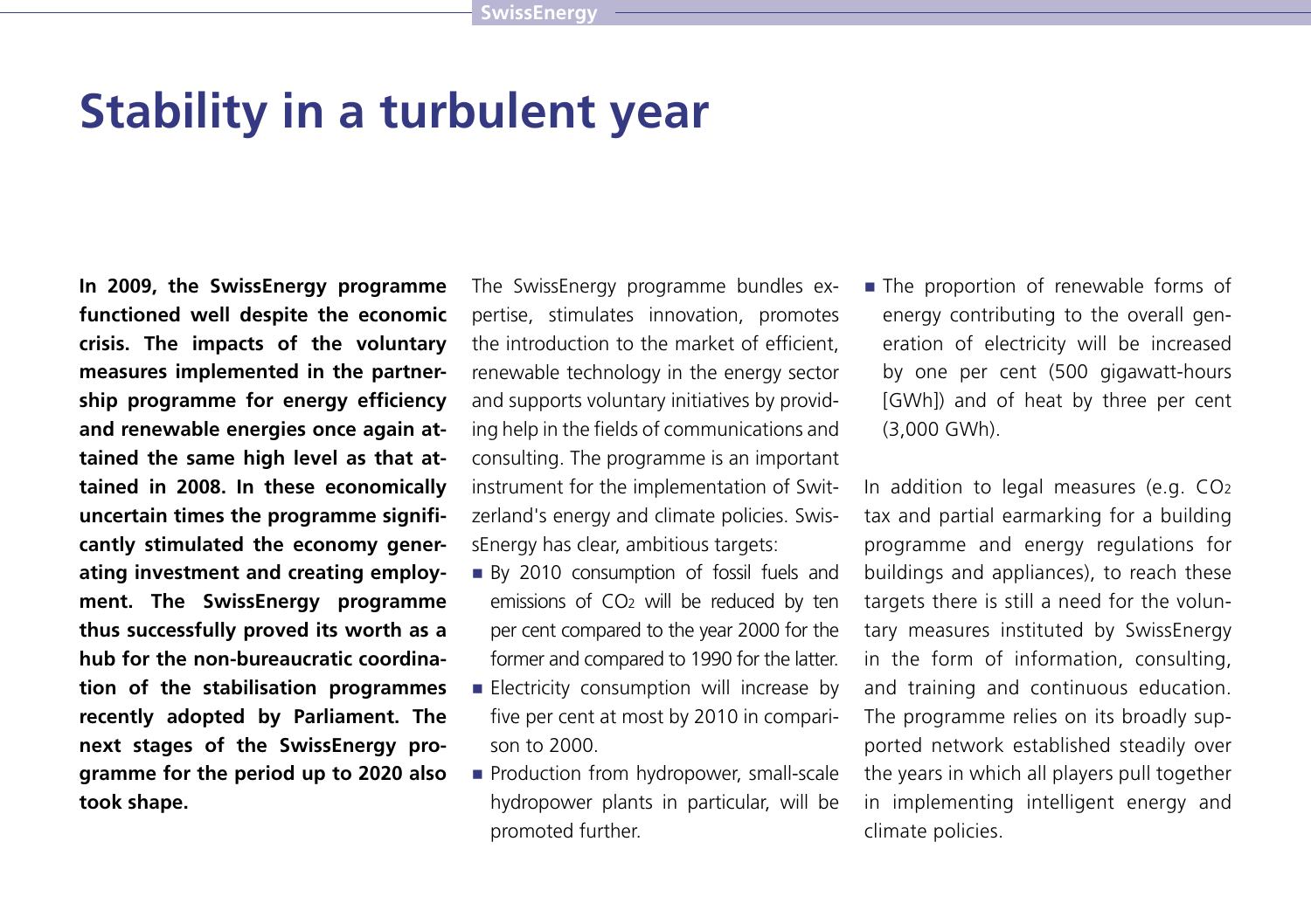# Stability in a turbulent year

**In 2009, the SwissEnergy programme functioned well despite the economic crisis. The impacts of the voluntary measures implemented in the partnership programme for energy efficiency and renewable energies once again attained the same high level as that attained in 2008. In these economically uncertain times the programme significantly stimulated the economy generating investment and creating employment. The SwissEnergy programme thus successfully proved its worth as a hub for the non-bureaucratic coordination of the stabilisation programmes recently adopted by Parliament. The next stages of the SwissEnergy programme for the period up to 2020 also took shape.**

The SwissEnergy programme bundles expertise, stimulates innovation, promotes the introduction to the market of efficient, renewable technology in the energy sector and supports voluntary initiatives by providing help in the fields of communications and consulting. The programme is an important instrument for the implementation of Switzerland's energy and climate policies. SwissEnergy has clear, ambitious targets:

- By 2010 consumption of fossil fuels and emissions of $CO_2$ will be reduced by ten per cent compared to the year 2000 for the former and compared to 1990 for the latter.
- Electricity consumption will increase by five per cent at most by 2010 in comparison to 2000.
- Production from hydropower, small-scale hydropower plants in particular, will be promoted further.
- The proportion of renewable forms of energy contributing to the overall generation of electricity will be increased by one per cent (500 gigawatt-hours [GWh]) and of heat by three per cent (3,000 GWh).

In addition to legal measures (e.g. $CO_2$ tax and partial earmarking for a building programme and energy regulations for buildings and appliances), to reach these targets there is still a need for the voluntary measures instituted by SwissEnergy in the form of information, consulting, and training and continuous education. The programme relies on its broadly supported network established steadily over the years in which all players pull together in implementing intelligent energy and climate policies.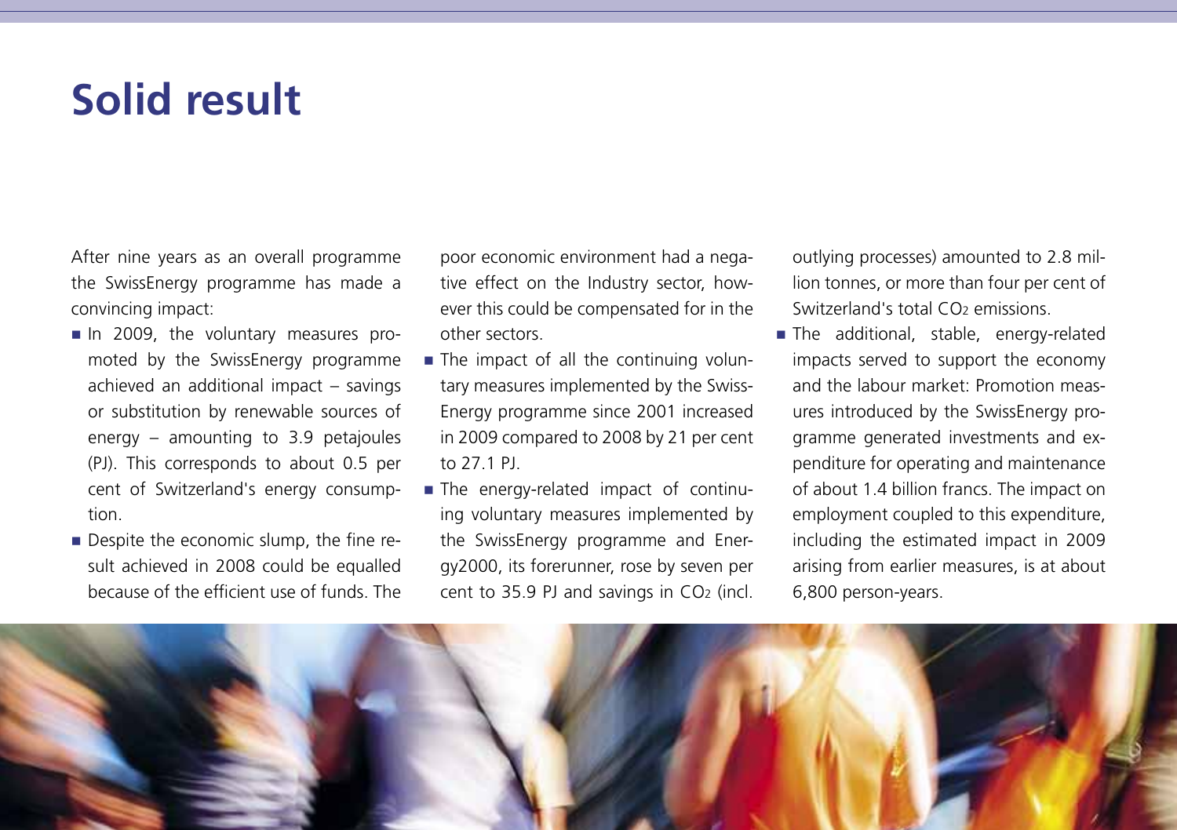# Solid result

After nine years as an overall programme the SwissEnergy programme has made a convincing impact:

- In 2009, the voluntary measures promoted by the SwissEnergy programme achieved an additional impact – savings or substitution by renewable sources of energy – amounting to 3.9 petajoules (PJ). This corresponds to about 0.5 per cent of Switzerland's energy consumption.
- Despite the economic slump, the fine result achieved in 2008 could be equalled because of the efficient use of funds. The poor economic environment had a negative effect on the Industry sector, however this could be compensated for in the other sectors.
- The impact of all the continuing voluntary measures implemented by the SwissEnergy programme since 2001 increased in 2009 compared to 2008 by 21 per cent to 27.1 PJ.
- The energy-related impact of continuing voluntary measures implemented by the SwissEnergy programme and Energy2000, its forerunner, rose by seven per cent to 35.9 PJ and savings in $CO_2$ (incl. outlying processes) amounted to 2.8 million tonnes, or more than four per cent of Switzerland's total $CO_2$ emissions.
- The additional, stable, energy-related impacts served to support the economy and the labour market: Promotion measures introduced by the SwissEnergy programme generated investments and expenditure for operating and maintenance of about 1.4 billion francs. The impact on employment coupled to this expenditure, including the estimated impact in 2009 arising from earlier measures, is at about 6,800 person-years.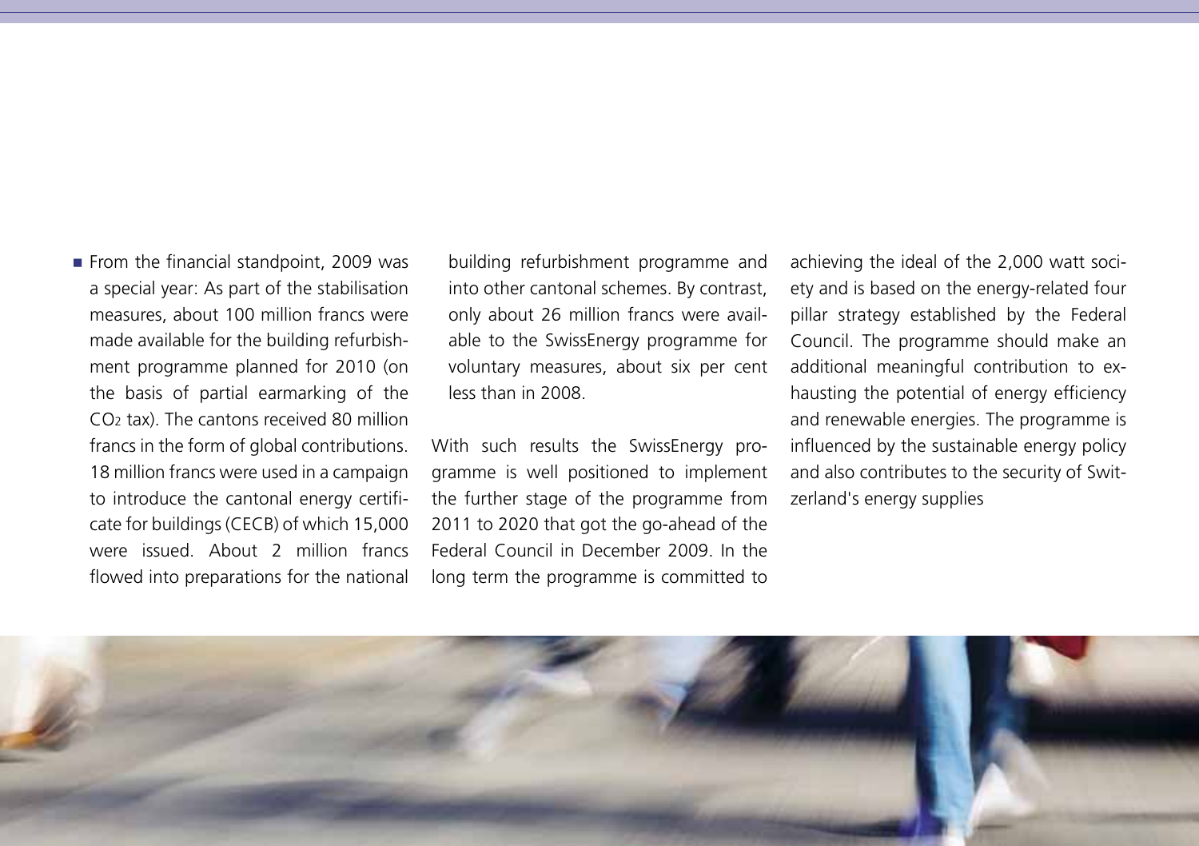- From the financial standpoint, 2009 was a special year: As part of the stabilisation measures, about 100 million francs were made available for the building refurbishment programme planned for 2010 (on the basis of partial earmarking of the $CO_2$ tax). The cantons received 80 million francs in the form of global contributions. 18 million francs were used in a campaign to introduce the cantonal energy certificate for buildings (CECB) of which 15,000 were issued. About 2 million francs flowed into preparations for the national building refurbishment programme and into other cantonal schemes. By contrast, only about 26 million francs were available to the SwissEnergy programme for voluntary measures, about six per cent less than in 2008.

With such results the SwissEnergy programme is well positioned to implement the further stage of the programme from 2011 to 2020 that got the go-ahead of the Federal Council in December 2009. In the long term the programme is committed to achieving the ideal of the 2,000 watt society and is based on the energy-related four pillar strategy established by the Federal Council. The programme should make an additional meaningful contribution to exhausting the potential of energy efficiency and renewable energies. The programme is influenced by the sustainable energy policy and also contributes to the security of Switzerland's energy supplies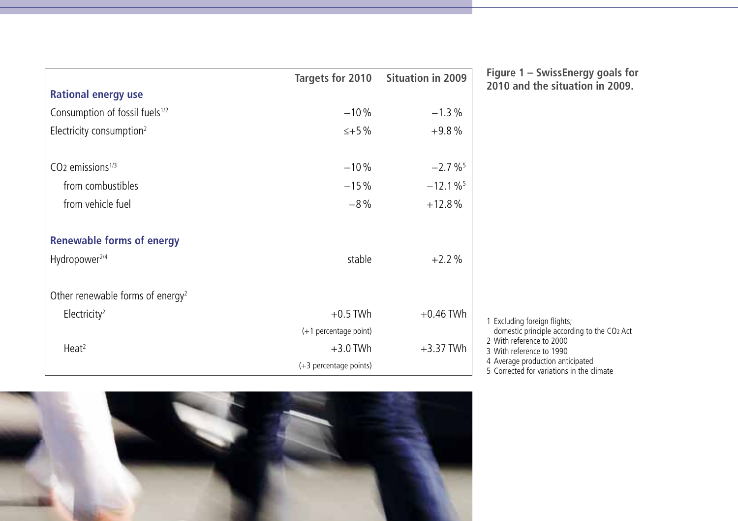**Figure 1 – SwissEnergy goals for 2010 and the situation in 2009.**

| | Targets for 2010 | Situation in 2009 |
|---|---|---|
| **Rational energy use** | | |
| Consumption of fossil fuels[1/2] | −10 % | −1.3 % |
| Electricity consumption[2] | ≤+5 % | +9.8 % |
| $CO_2$ emissions[1/3] | −10 % | −2.7 %[5] |
| from combustibles | −15 % | −12.1 %[5] |
| from vehicle fuel | −8 % | +12.8 % |
| **Renewable forms of energy** | | |
| Hydropower[2/4] | stable | +2.2 % |
| Other renewable forms of energy[2] | | |
| Electricity[2] | +0.5 TWh (+1 percentage point) | +0.46 TWh |
| Heat[2] | +3.0 TWh (+3 percentage points) | +3.37 TWh |

1 Excluding foreign flights; domestic principle according to the $CO_2$ Act
2 With reference to 2000
3 With reference to 1990
4 Average production anticipated
5 Corrected for variations in the climate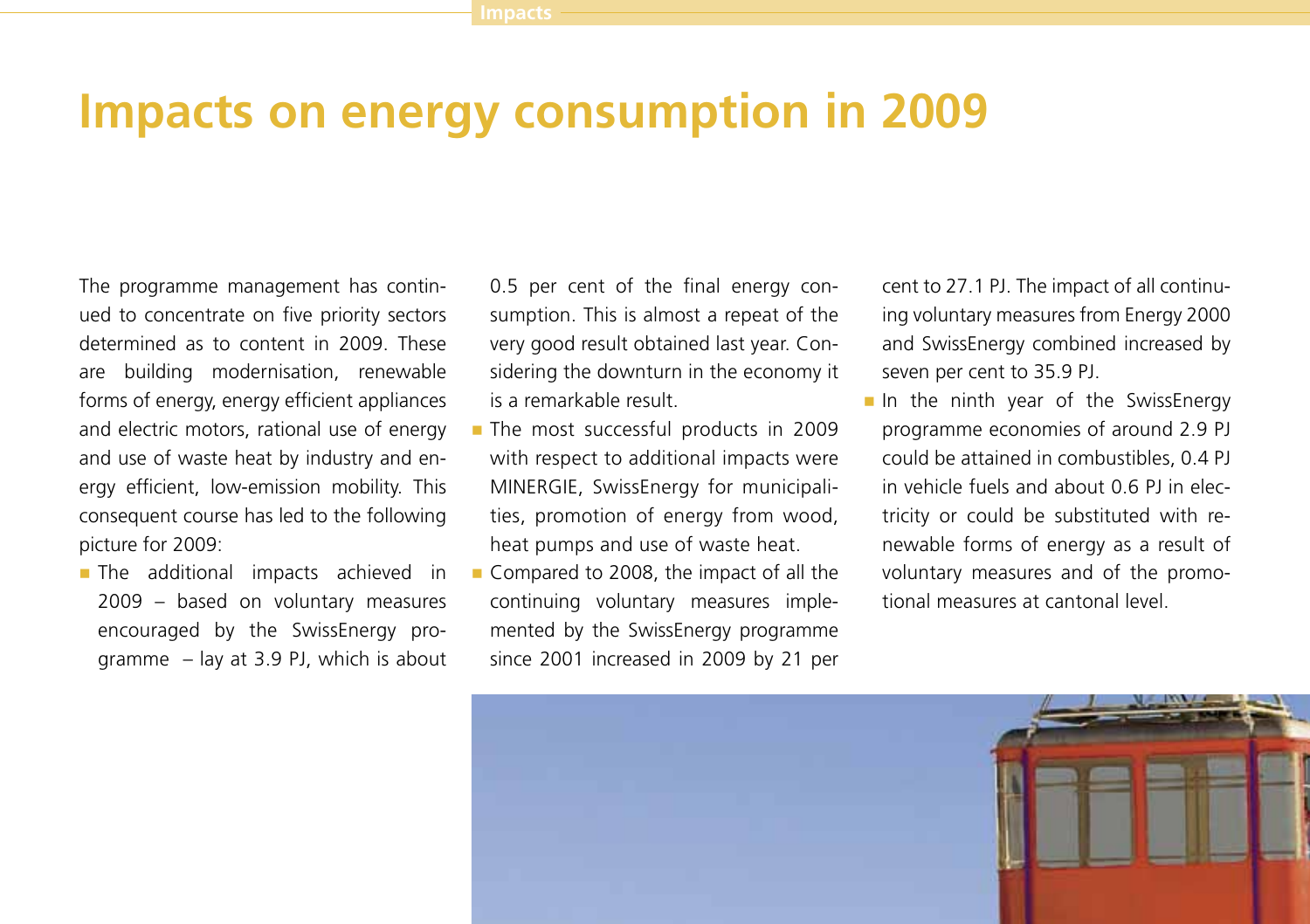# Impacts on energy consumption in 2009

The programme management has continued to concentrate on five priority sectors determined as to content in 2009. These are building modernisation, renewable forms of energy, energy efficient appliances and electric motors, rational use of energy and use of waste heat by industry and energy efficient, low-emission mobility. This consequent course has led to the following picture for 2009:

- The additional impacts achieved in 2009 – based on voluntary measures encouraged by the SwissEnergy programme – lay at 3.9 PJ, which is about 0.5 per cent of the final energy consumption. This is almost a repeat of the very good result obtained last year. Considering the downturn in the economy it is a remarkable result.
- The most successful products in 2009 with respect to additional impacts were MINERGIE, SwissEnergy for municipalities, promotion of energy from wood, heat pumps and use of waste heat.
- Compared to 2008, the impact of all the continuing voluntary measures implemented by the SwissEnergy programme since 2001 increased in 2009 by 21 per cent to 27.1 PJ. The impact of all continuing voluntary measures from Energy 2000 and SwissEnergy combined increased by seven per cent to 35.9 PJ.
- In the ninth year of the SwissEnergy programme economies of around 2.9 PJ could be attained in combustibles, 0.4 PJ in vehicle fuels and about 0.6 PJ in electricity or could be substituted with renewable forms of energy as a result of voluntary measures and of the promotional measures at cantonal level.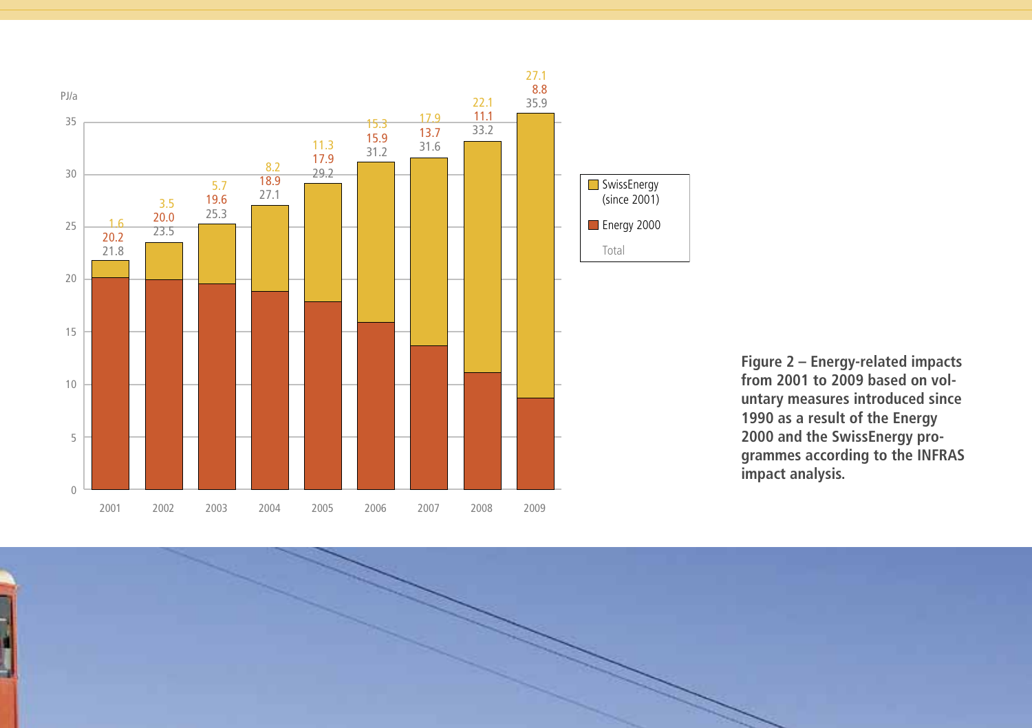| Year | SwissEnergy (since 2001) | Energy 2000 | Total |
| --- | --- | --- | --- |
| 2001 | 1.6 | 20.2 | 21.8 |
| 2002 | 3.5 | 20.0 | 23.5 |
| 2003 | 5.7 | 19.6 | 25.3 |
| 2004 | 8.2 | 18.9 | 27.1 |
| 2005 | 11.3 | 17.9 | 29.2 |
| 2006 | 15.3 | 15.9 | 31.2 |
| 2007 | 17.9 | 13.7 | 31.6 |
| 2008 | 22.1 | 11.1 | 33.2 |
| 2009 | 27.1 | 8.8 | 35.9 |

Unit: PJ/a

**Figure 2 – Energy-related impacts from 2001 to 2009 based on voluntary measures introduced since 1990 as a result of the Energy 2000 and the SwissEnergy programmes according to the INFRAS impact analysis.**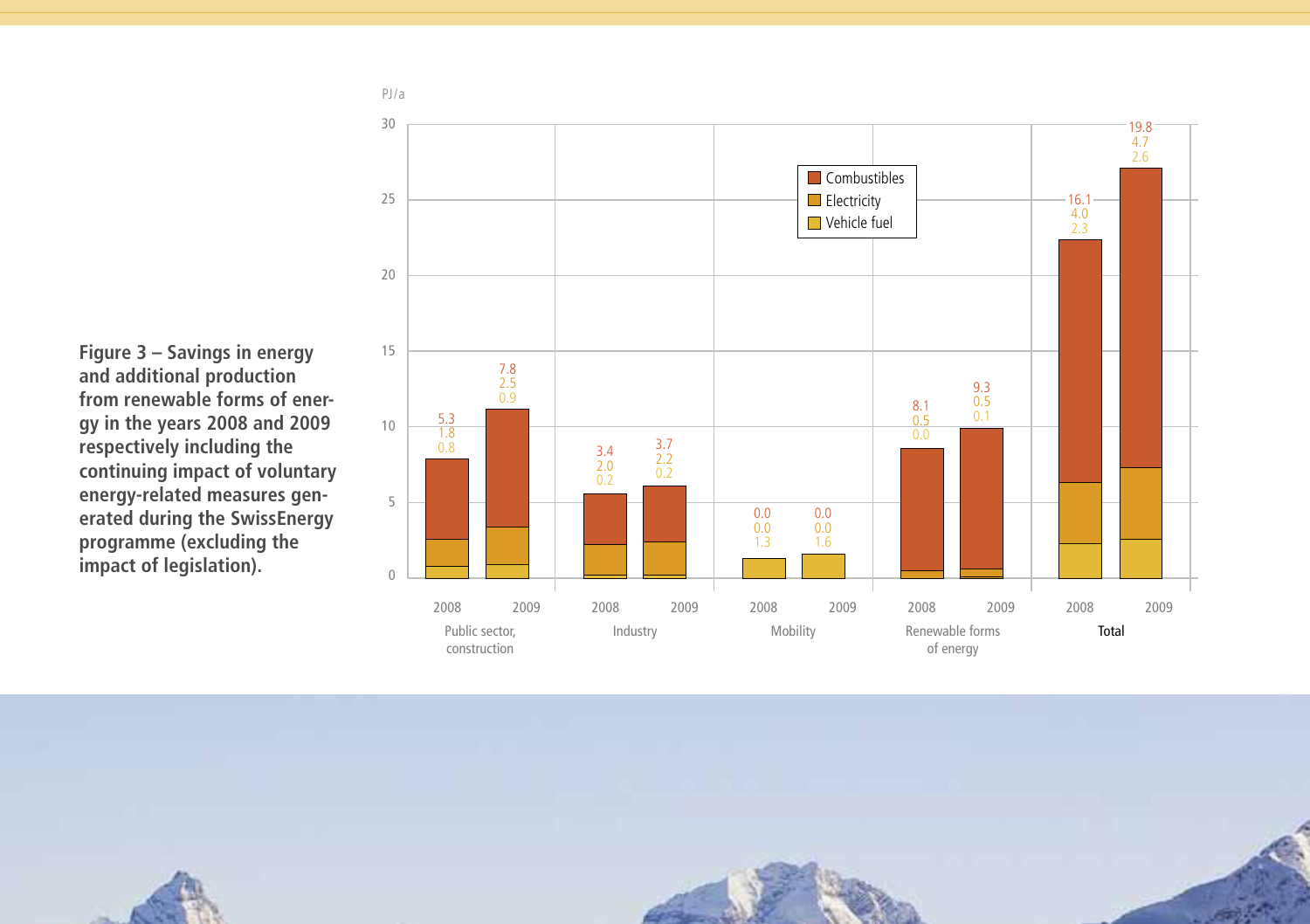**Figure 3 – Savings in energy and additional production from renewable forms of energy in the years 2008 and 2009 respectively including the continuing impact of voluntary energy-related measures generated during the SwissEnergy programme (excluding the impact of legislation).**

PJ/a

| Sector | Year | Combustibles | Electricity | Vehicle fuel |
|---|---|---|---|---|
| Public sector, construction | 2008 | 5.3 | 1.8 | 0.8 |
| Public sector, construction | 2009 | 7.8 | 2.5 | 0.9 |
| Industry | 2008 | 3.4 | 2.0 | 0.2 |
| Industry | 2009 | 3.7 | 2.2 | 0.2 |
| Mobility | 2008 | 0.0 | 0.0 | 1.3 |
| Mobility | 2009 | 0.0 | 0.0 | 1.6 |
| Renewable forms of energy | 2008 | 8.1 | 0.5 | 0.0 |
| Renewable forms of energy | 2009 | 9.3 | 0.5 | 0.1 |
| **Total** | 2008 | 16.1 | 4.0 | 2.3 |
| **Total** | 2009 | 19.8 | 4.7 | 2.6 |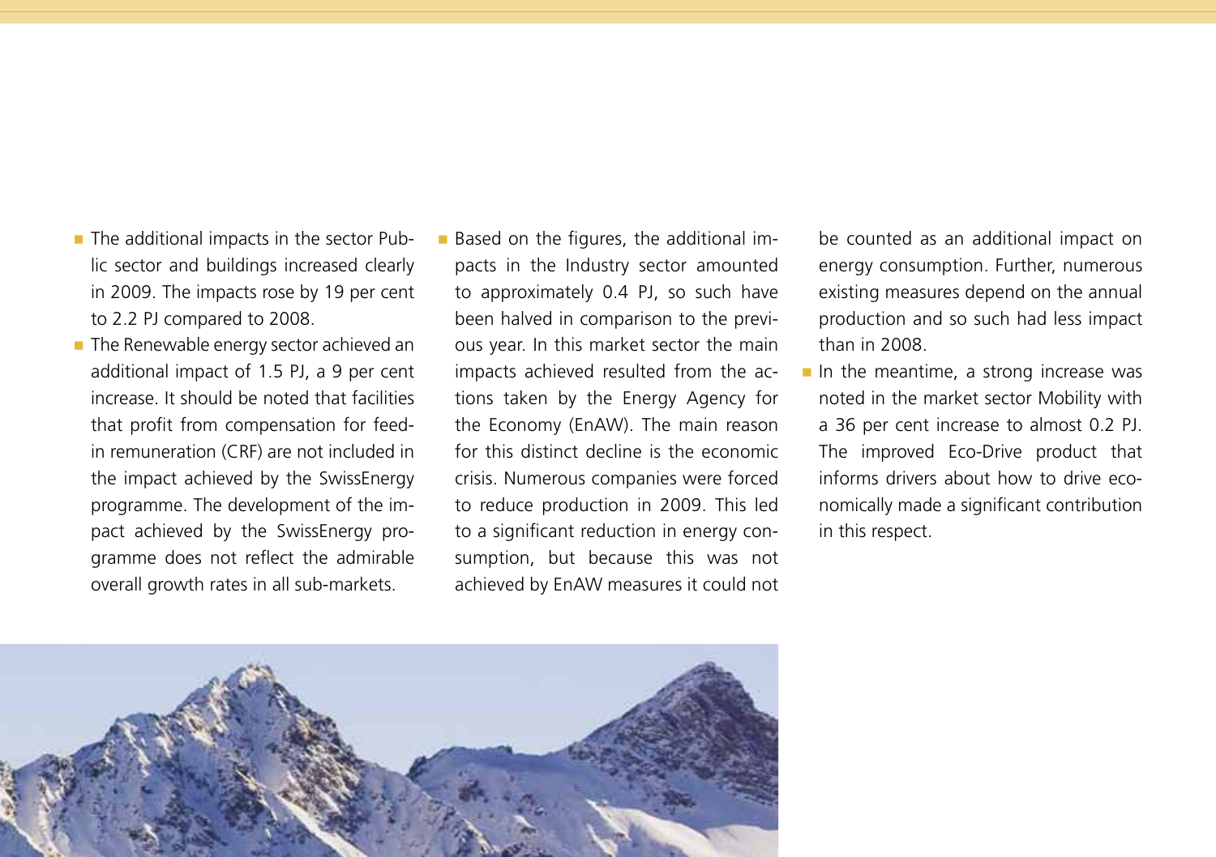- The additional impacts in the sector Public sector and buildings increased clearly in 2009. The impacts rose by 19 per cent to 2.2 PJ compared to 2008.
- The Renewable energy sector achieved an additional impact of 1.5 PJ, a 9 per cent increase. It should be noted that facilities that profit from compensation for feed-in remuneration (CRF) are not included in the impact achieved by the SwissEnergy programme. The development of the impact achieved by the SwissEnergy programme does not reflect the admirable overall growth rates in all sub-markets.
- Based on the figures, the additional impacts in the Industry sector amounted to approximately 0.4 PJ, so such have been halved in comparison to the previous year. In this market sector the main impacts achieved resulted from the actions taken by the Energy Agency for the Economy (EnAW). The main reason for this distinct decline is the economic crisis. Numerous companies were forced to reduce production in 2009. This led to a significant reduction in energy consumption, but because this was not achieved by EnAW measures it could not be counted as an additional impact on energy consumption. Further, numerous existing measures depend on the annual production and so such had less impact than in 2008.
- In the meantime, a strong increase was noted in the market sector Mobility with a 36 per cent increase to almost 0.2 PJ. The improved Eco-Drive product that informs drivers about how to drive economically made a significant contribution in this respect.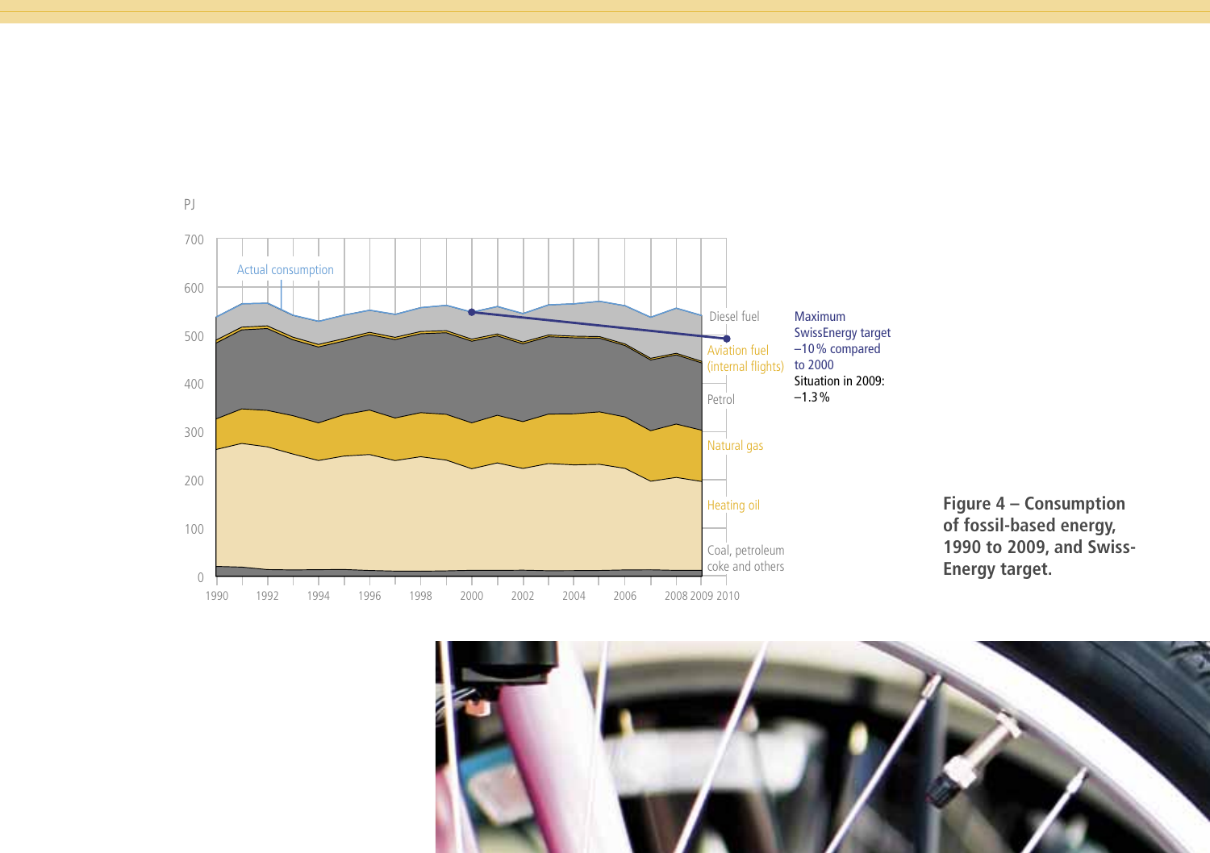PJ

700

600

500

400

300

200

100

0

Actual consumption

1990 1992 1994 1996 1998 2000 2002 2004 2006 2008 2009 2010

Diesel fuel

Aviation fuel (internal flights)

Petrol

Natural gas

Heating oil

Coal, petroleum coke and others

Maximum SwissEnergy target –10 % compared to 2000

Situation in 2009: –1.3 %

**Figure 4 – Consumption of fossil-based energy, 1990 to 2009, and SwissEnergy target.**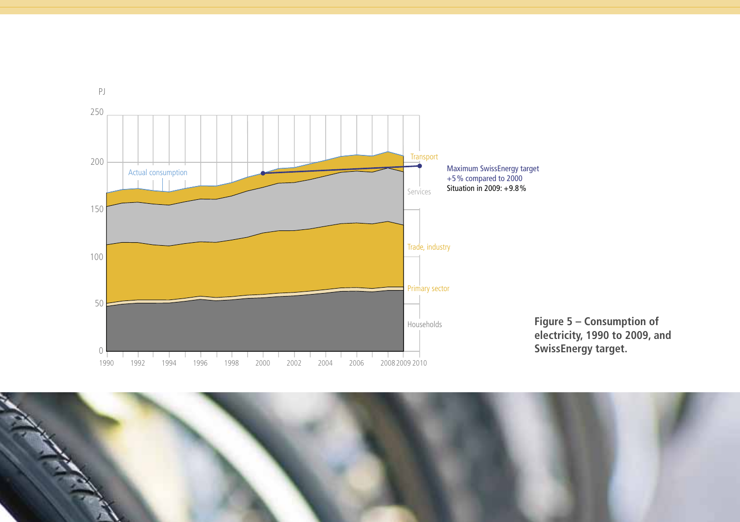**Figure 5 – Consumption of electricity, 1990 to 2009, and SwissEnergy target.**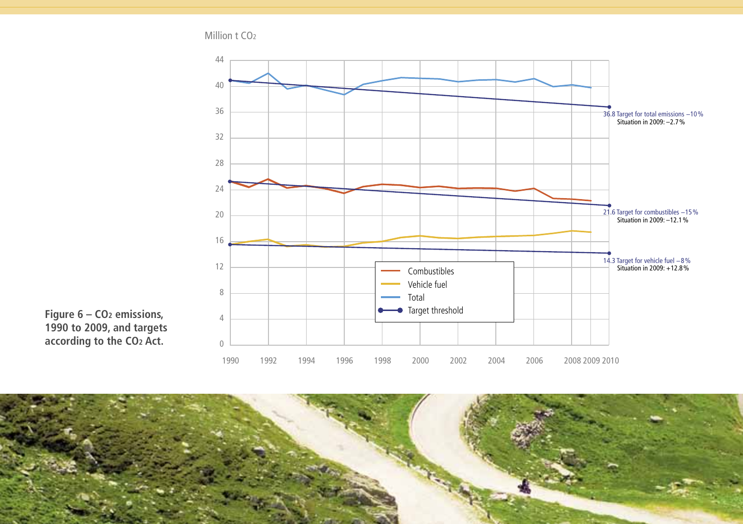Million t $CO_2$

36.8 Target for total emissions −10 %
Situation in 2009: −2.7 %

21.6 Target for combustibles −15 %
Situation in 2009: −12.1 %

14.3 Target for vehicle fuel −8 %
Situation in 2009: +12.8 %

Combustibles
Vehicle fuel
Total
Target threshold

**Figure 6 – $CO_2$ emissions, 1990 to 2009, and targets according to the $CO_2$ Act.**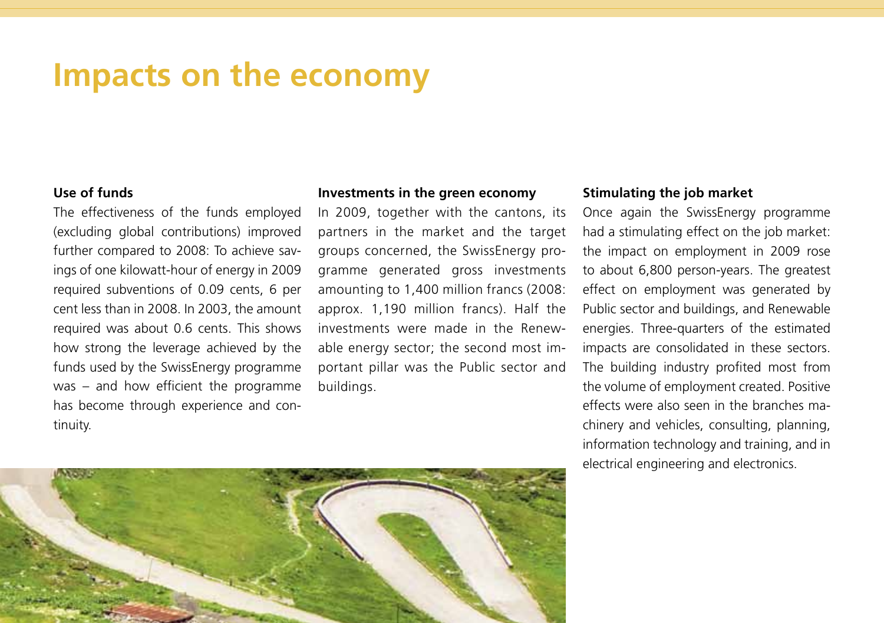# Impacts on the economy

### Use of funds

The effectiveness of the funds employed (excluding global contributions) improved further compared to 2008: To achieve savings of one kilowatt-hour of energy in 2009 required subventions of 0.09 cents, 6 per cent less than in 2008. In 2003, the amount required was about 0.6 cents. This shows how strong the leverage achieved by the funds used by the SwissEnergy programme was – and how efficient the programme has become through experience and continuity.

### Investments in the green economy

In 2009, together with the cantons, its partners in the market and the target groups concerned, the SwissEnergy programme generated gross investments amounting to 1,400 million francs (2008: approx. 1,190 million francs). Half the investments were made in the Renewable energy sector; the second most important pillar was the Public sector and buildings.

### Stimulating the job market

Once again the SwissEnergy programme had a stimulating effect on the job market: the impact on employment in 2009 rose to about 6,800 person-years. The greatest effect on employment was generated by Public sector and buildings, and Renewable energies. Three-quarters of the estimated impacts are consolidated in these sectors. The building industry profited most from the volume of employment created. Positive effects were also seen in the branches machinery and vehicles, consulting, planning, information technology and training, and in electrical engineering and electronics.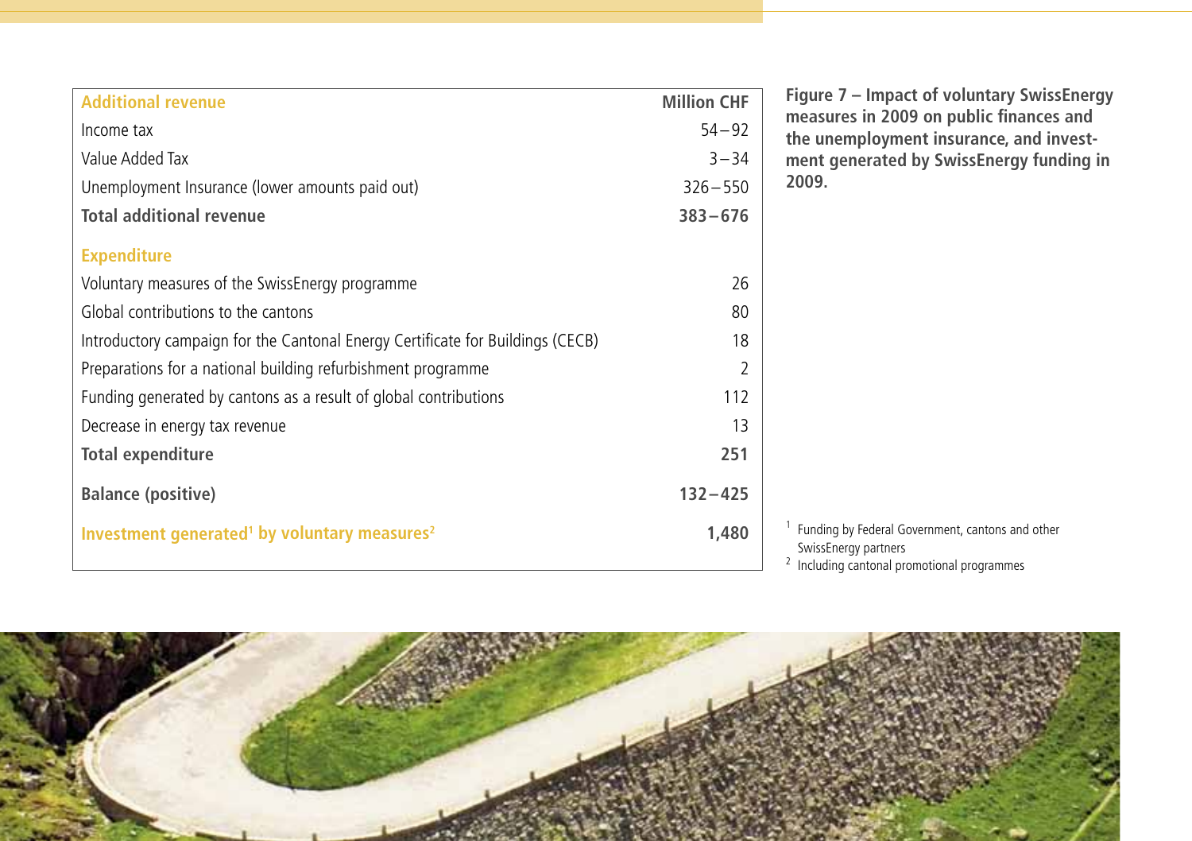| Additional revenue | Million CHF |
|---|---|
| Income tax | 54 – 92 |
| Value Added Tax | 3 – 34 |
| Unemployment Insurance (lower amounts paid out) | 326 – 550 |
| **Total additional revenue** | **383 – 676** |
| **Expenditure** | |
| Voluntary measures of the SwissEnergy programme | 26 |
| Global contributions to the cantons | 80 |
| Introductory campaign for the Cantonal Energy Certificate for Buildings (CECB) | 18 |
| Preparations for a national building refurbishment programme | 2 |
| Funding generated by cantons as a result of global contributions | 112 |
| Decrease in energy tax revenue | 13 |
| **Total expenditure** | **251** |
| **Balance (positive)** | **132 – 425** |
| **Investment generated[1] by voluntary measures[2]** | **1,480** |

**Figure 7 – Impact of voluntary SwissEnergy measures in 2009 on public finances and the unemployment insurance, and investment generated by SwissEnergy funding in 2009.**

[1] Funding by Federal Government, cantons and other SwissEnergy partners
[2] Including cantonal promotional programmes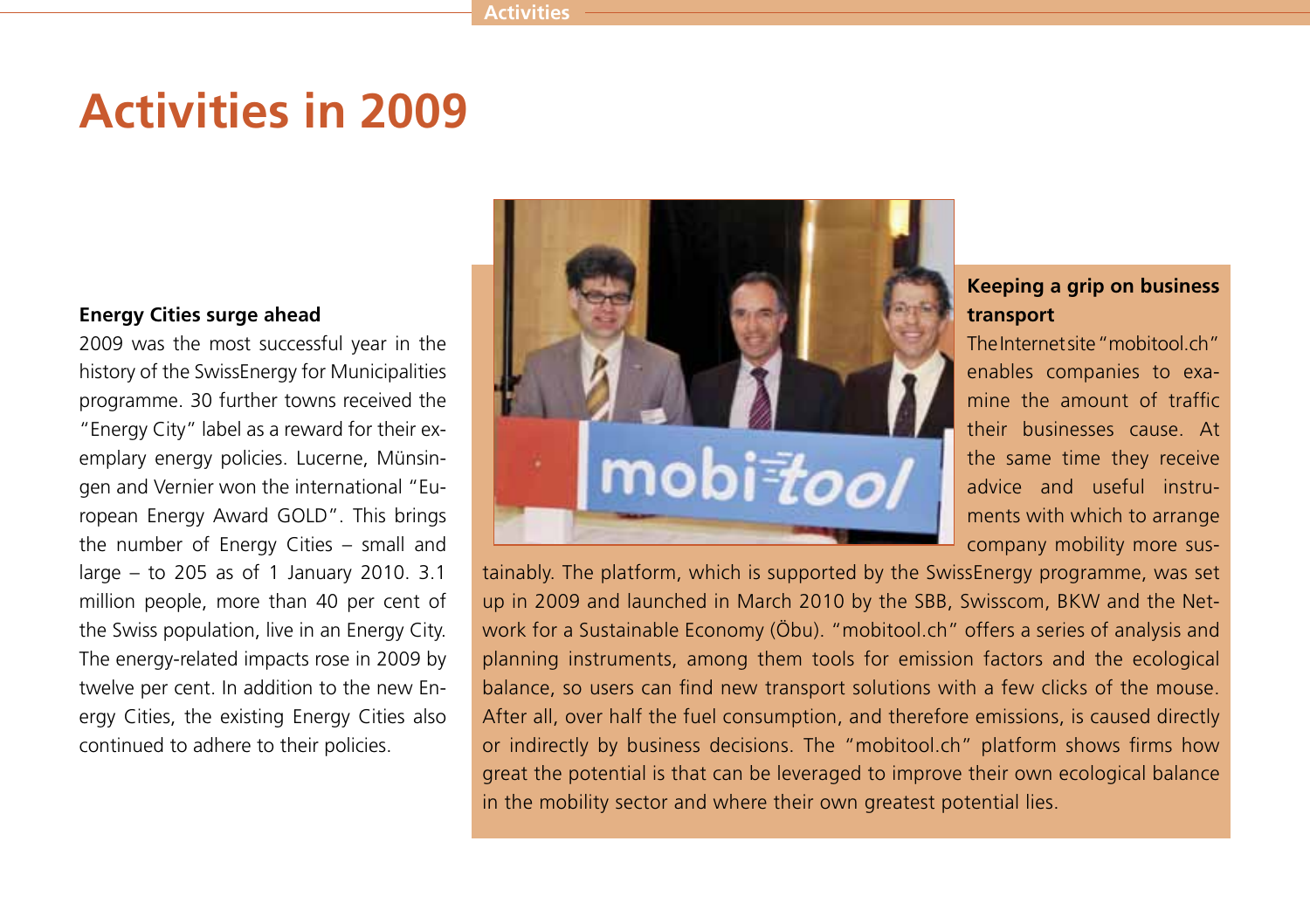# Activities in 2009

### Energy Cities surge ahead

2009 was the most successful year in the history of the SwissEnergy for Municipalities programme. 30 further towns received the "Energy City" label as a reward for their exemplary energy policies. Lucerne, Münsingen and Vernier won the international "European Energy Award GOLD". This brings the number of Energy Cities – small and large – to 205 as of 1 January 2010. 3.1 million people, more than 40 per cent of the Swiss population, live in an Energy City. The energy-related impacts rose in 2009 by twelve per cent. In addition to the new Energy Cities, the existing Energy Cities also continued to adhere to their policies.

### Keeping a grip on business transport

The Internet site "mobitool.ch" enables companies to examine the amount of traffic their businesses cause. At the same time they receive advice and useful instruments with which to arrange company mobility more sustainably. The platform, which is supported by the SwissEnergy programme, was set up in 2009 and launched in March 2010 by the SBB, Swisscom, BKW and the Network for a Sustainable Economy (Öbu). "mobitool.ch" offers a series of analysis and planning instruments, among them tools for emission factors and the ecological balance, so users can find new transport solutions with a few clicks of the mouse. After all, over half the fuel consumption, and therefore emissions, is caused directly or indirectly by business decisions. The "mobitool.ch" platform shows firms how great the potential is that can be leveraged to improve their own ecological balance in the mobility sector and where their own greatest potential lies.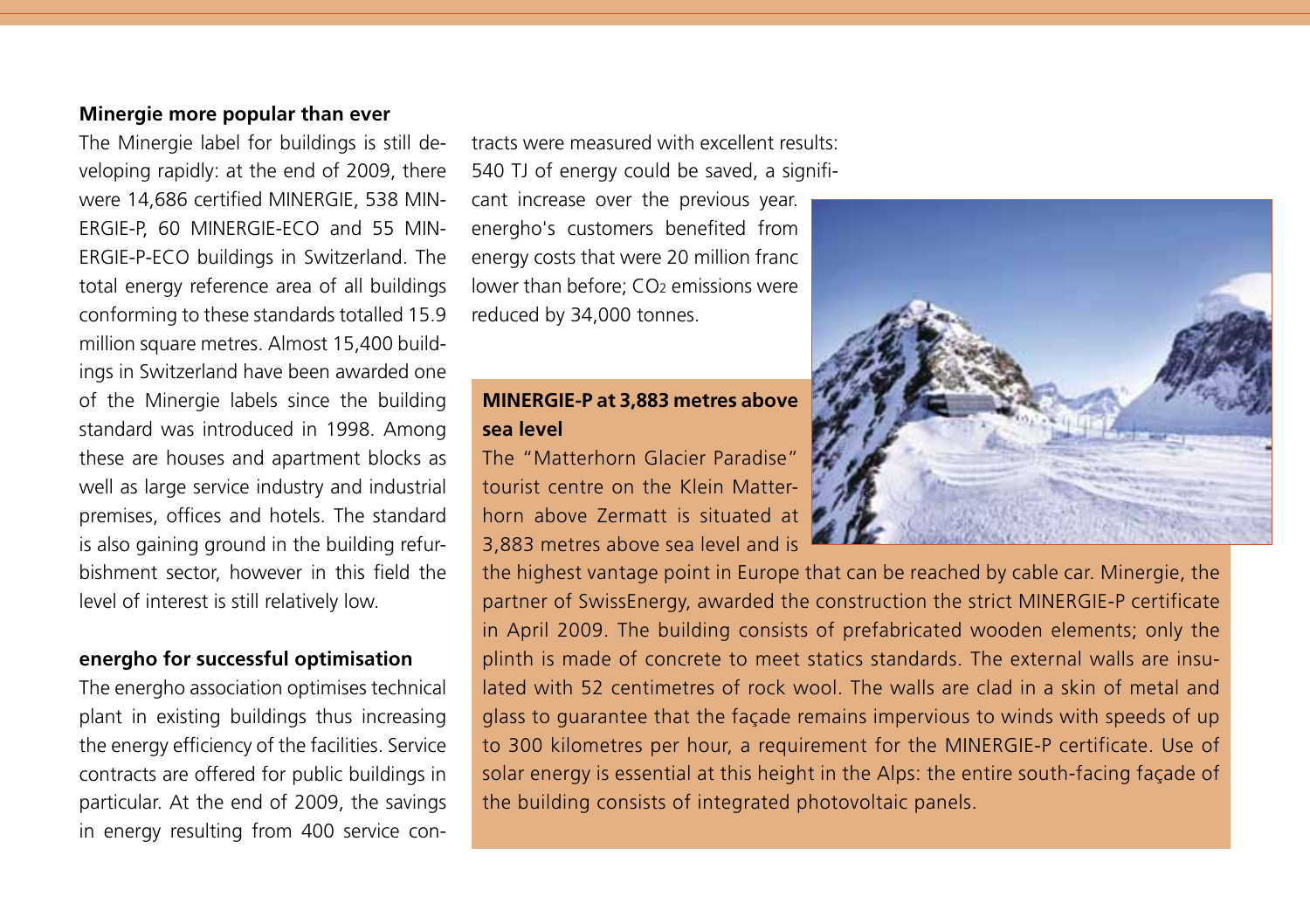### Minergie more popular than ever

The Minergie label for buildings is still developing rapidly: at the end of 2009, there were 14,686 certified MINERGIE, 538 MINERGIE-P, 60 MINERGIE-ECO and 55 MINERGIE-P-ECO buildings in Switzerland. The total energy reference area of all buildings conforming to these standards totalled 15.9 million square metres. Almost 15,400 buildings in Switzerland have been awarded one of the Minergie labels since the building standard was introduced in 1998. Among these are houses and apartment blocks as well as large service industry and industrial premises, offices and hotels. The standard is also gaining ground in the building refurbishment sector, however in this field the level of interest is still relatively low.

### energho for successful optimisation

The energho association optimises technical plant in existing buildings thus increasing the energy efficiency of the facilities. Service contracts are offered for public buildings in particular. At the end of 2009, the savings in energy resulting from 400 service contracts were measured with excellent results: 540 TJ of energy could be saved, a significant increase over the previous year. energho's customers benefited from energy costs that were 20 million franc lower than before; $CO_2$ emissions were reduced by 34,000 tonnes.

### MINERGIE-P at 3,883 metres above sea level

The "Matterhorn Glacier Paradise" tourist centre on the Klein Matterhorn above Zermatt is situated at 3,883 metres above sea level and is the highest vantage point in Europe that can be reached by cable car. Minergie, the partner of SwissEnergy, awarded the construction the strict MINERGIE-P certificate in April 2009. The building consists of prefabricated wooden elements; only the plinth is made of concrete to meet statics standards. The external walls are insulated with 52 centimetres of rock wool. The walls are clad in a skin of metal and glass to guarantee that the façade remains impervious to winds with speeds of up to 300 kilometres per hour, a requirement for the MINERGIE-P certificate. Use of solar energy is essential at this height in the Alps: the entire south-facing façade of the building consists of integrated photovoltaic panels.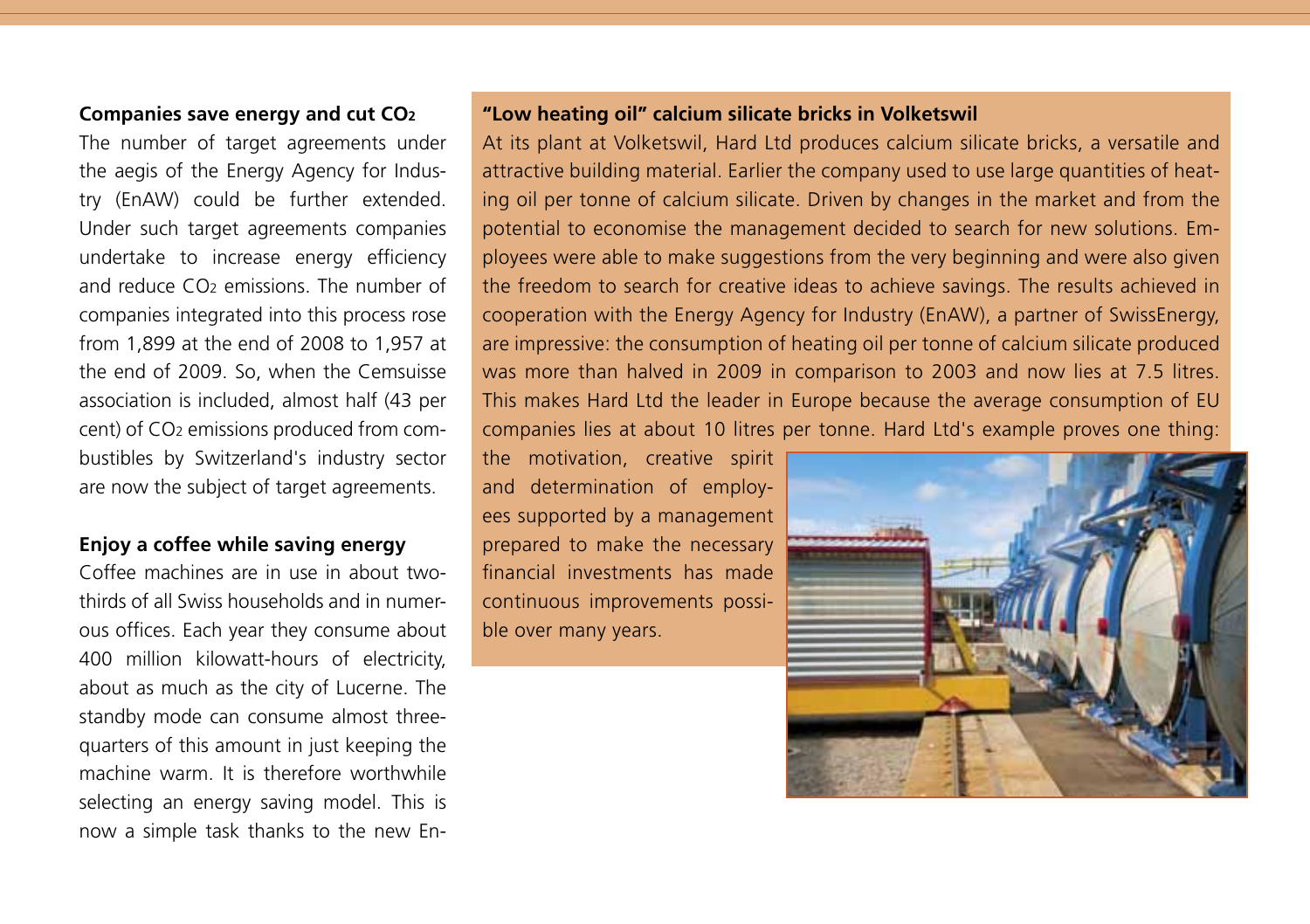**Companies save energy and cut $CO_2$**

The number of target agreements under the aegis of the Energy Agency for Industry (EnAW) could be further extended. Under such target agreements companies undertake to increase energy efficiency and reduce $CO_2$ emissions. The number of companies integrated into this process rose from 1,899 at the end of 2008 to 1,957 at the end of 2009. So, when the Cemsuisse association is included, almost half (43 per cent) of $CO_2$ emissions produced from combustibles by Switzerland's industry sector are now the subject of target agreements.

**Enjoy a coffee while saving energy**

Coffee machines are in use in about two-thirds of all Swiss households and in numerous offices. Each year they consume about 400 million kilowatt-hours of electricity, about as much as the city of Lucerne. The standby mode can consume almost three-quarters of this amount in just keeping the machine warm. It is therefore worthwhile selecting an energy saving model. This is now a simple task thanks to the new En-

**"Low heating oil" calcium silicate bricks in Volketswil**

At its plant at Volketswil, Hard Ltd produces calcium silicate bricks, a versatile and attractive building material. Earlier the company used to use large quantities of heating oil per tonne of calcium silicate. Driven by changes in the market and from the potential to economise the management decided to search for new solutions. Employees were able to make suggestions from the very beginning and were also given the freedom to search for creative ideas to achieve savings. The results achieved in cooperation with the Energy Agency for Industry (EnAW), a partner of SwissEnergy, are impressive: the consumption of heating oil per tonne of calcium silicate produced was more than halved in 2009 in comparison to 2003 and now lies at 7.5 litres. This makes Hard Ltd the leader in Europe because the average consumption of EU companies lies at about 10 litres per tonne. Hard Ltd's example proves one thing: the motivation, creative spirit and determination of employees supported by a management prepared to make the necessary financial investments has made continuous improvements possible over many years.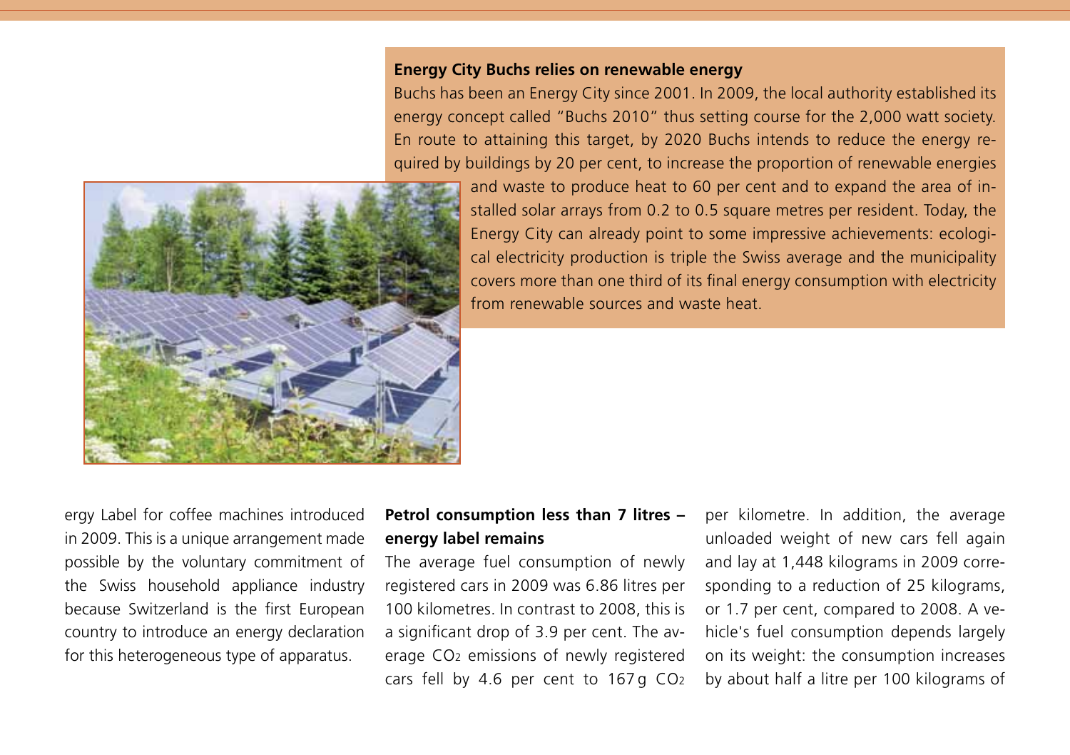**Energy City Buchs relies on renewable energy**

Buchs has been an Energy City since 2001. In 2009, the local authority established its energy concept called "Buchs 2010" thus setting course for the 2,000 watt society. En route to attaining this target, by 2020 Buchs intends to reduce the energy required by buildings by 20 per cent, to increase the proportion of renewable energies and waste to produce heat to 60 per cent and to expand the area of installed solar arrays from 0.2 to 0.5 square metres per resident. Today, the Energy City can already point to some impressive achievements: ecological electricity production is triple the Swiss average and the municipality covers more than one third of its final energy consumption with electricity from renewable sources and waste heat.

ergy Label for coffee machines introduced in 2009. This is a unique arrangement made possible by the voluntary commitment of the Swiss household appliance industry because Switzerland is the first European country to introduce an energy declaration for this heterogeneous type of apparatus.

**Petrol consumption less than 7 litres – energy label remains**

The average fuel consumption of newly registered cars in 2009 was 6.86 litres per 100 kilometres. In contrast to 2008, this is a significant drop of 3.9 per cent. The average $CO_2$ emissions of newly registered cars fell by 4.6 per cent to 167 g $CO_2$ per kilometre. In addition, the average unloaded weight of new cars fell again and lay at 1,448 kilograms in 2009 corresponding to a reduction of 25 kilograms, or 1.7 per cent, compared to 2008. A vehicle's fuel consumption depends largely on its weight: the consumption increases by about half a litre per 100 kilograms of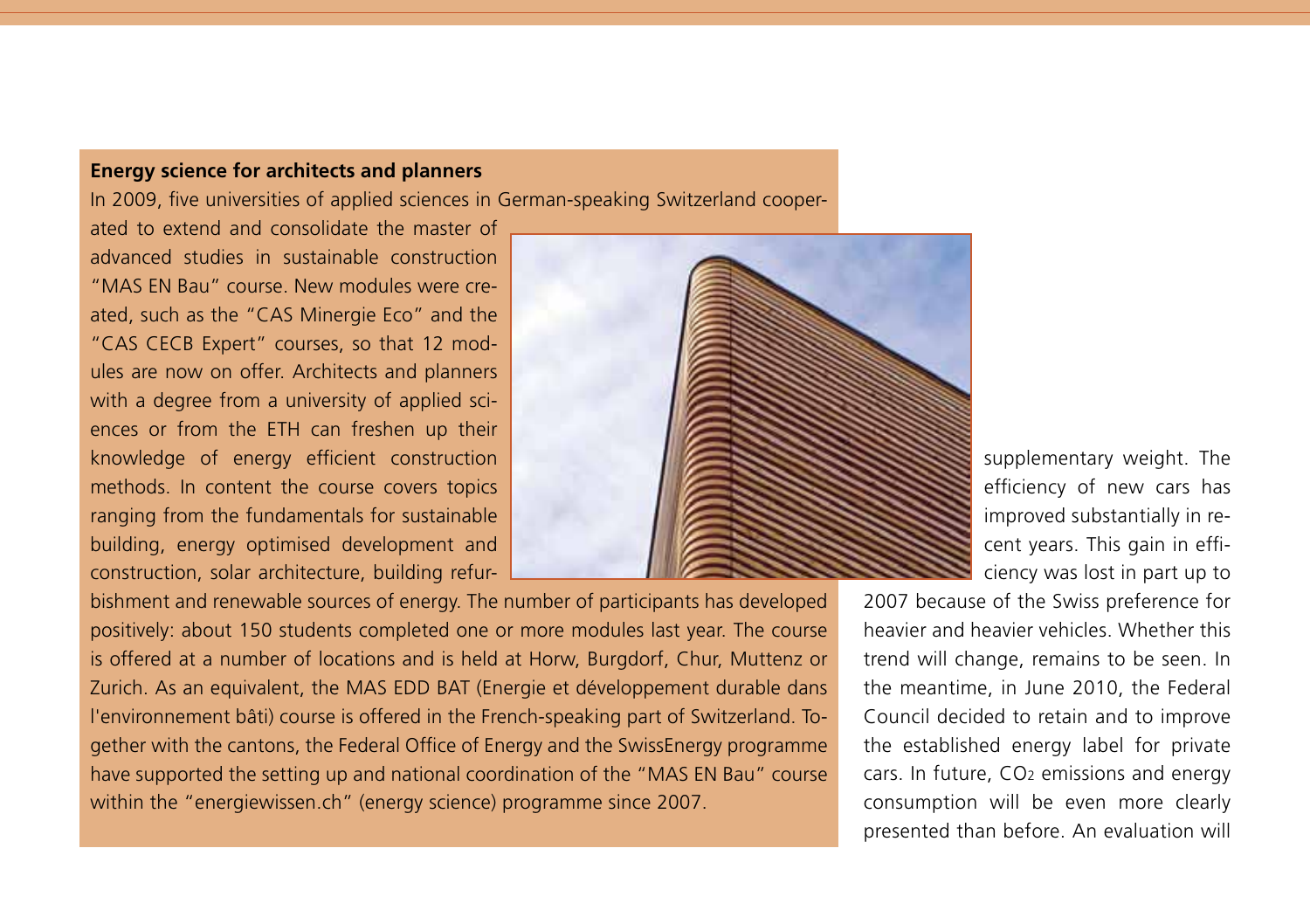**Energy science for architects and planners**

In 2009, five universities of applied sciences in German-speaking Switzerland cooperated to extend and consolidate the master of advanced studies in sustainable construction "MAS EN Bau" course. New modules were created, such as the "CAS Minergie Eco" and the "CAS CECB Expert" courses, so that 12 modules are now on offer. Architects and planners with a degree from a university of applied sciences or from the ETH can freshen up their knowledge of energy efficient construction methods. In content the course covers topics ranging from the fundamentals for sustainable building, energy optimised development and construction, solar architecture, building refurbishment and renewable sources of energy. The number of participants has developed positively: about 150 students completed one or more modules last year. The course is offered at a number of locations and is held at Horw, Burgdorf, Chur, Muttenz or Zurich. As an equivalent, the MAS EDD BAT (Energie et développement durable dans l'environnement bâti) course is offered in the French-speaking part of Switzerland. Together with the cantons, the Federal Office of Energy and the SwissEnergy programme have supported the setting up and national coordination of the "MAS EN Bau" course within the "energiewissen.ch" (energy science) programme since 2007.

supplementary weight. The efficiency of new cars has improved substantially in recent years. This gain in efficiency was lost in part up to 2007 because of the Swiss preference for heavier and heavier vehicles. Whether this trend will change, remains to be seen. In the meantime, in June 2010, the Federal Council decided to retain and to improve the established energy label for private cars. In future, $CO_2$ emissions and energy consumption will be even more clearly presented than before. An evaluation will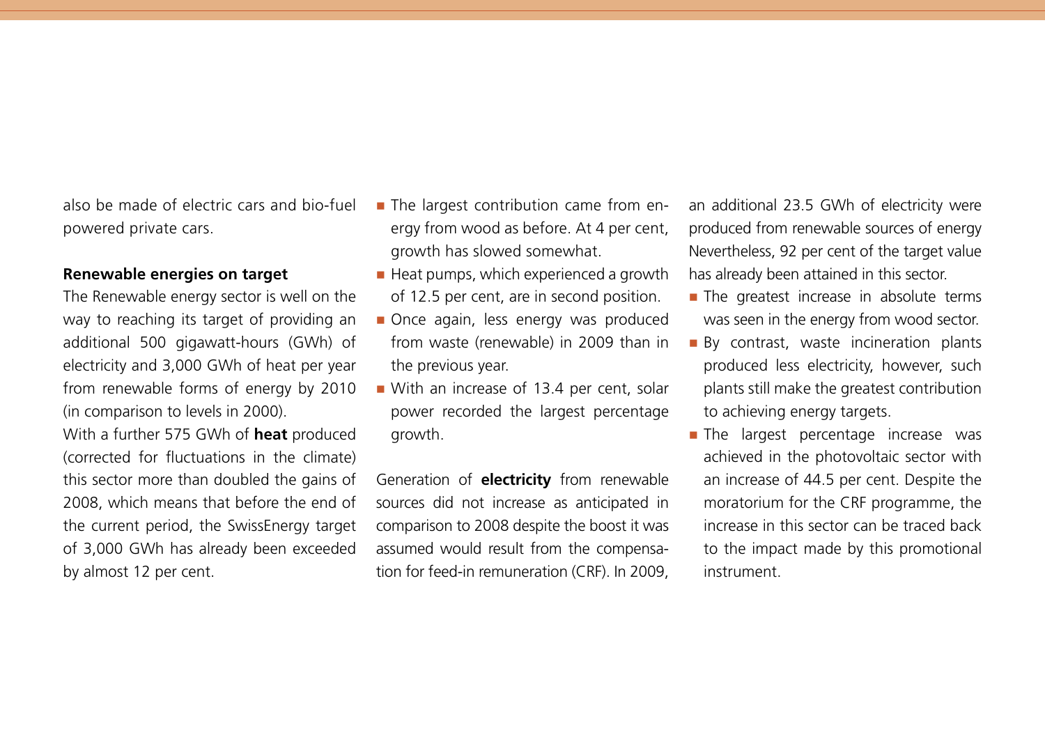also be made of electric cars and bio-fuel powered private cars.

**Renewable energies on target**

The Renewable energy sector is well on the way to reaching its target of providing an additional 500 gigawatt-hours (GWh) of electricity and 3,000 GWh of heat per year from renewable forms of energy by 2010 (in comparison to levels in 2000).

With a further 575 GWh of **heat** produced (corrected for fluctuations in the climate) this sector more than doubled the gains of 2008, which means that before the end of the current period, the SwissEnergy target of 3,000 GWh has already been exceeded by almost 12 per cent.

- The largest contribution came from energy from wood as before. At 4 per cent, growth has slowed somewhat.
- Heat pumps, which experienced a growth of 12.5 per cent, are in second position.
- Once again, less energy was produced from waste (renewable) in 2009 than in the previous year.
- With an increase of 13.4 per cent, solar power recorded the largest percentage growth.

Generation of **electricity** from renewable sources did not increase as anticipated in comparison to 2008 despite the boost it was assumed would result from the compensation for feed-in remuneration (CRF). In 2009, an additional 23.5 GWh of electricity were produced from renewable sources of energy Nevertheless, 92 per cent of the target value has already been attained in this sector.

- The greatest increase in absolute terms was seen in the energy from wood sector.
- By contrast, waste incineration plants produced less electricity, however, such plants still make the greatest contribution to achieving energy targets.
- The largest percentage increase was achieved in the photovoltaic sector with an increase of 44.5 per cent. Despite the moratorium for the CRF programme, the increase in this sector can be traced back to the impact made by this promotional instrument.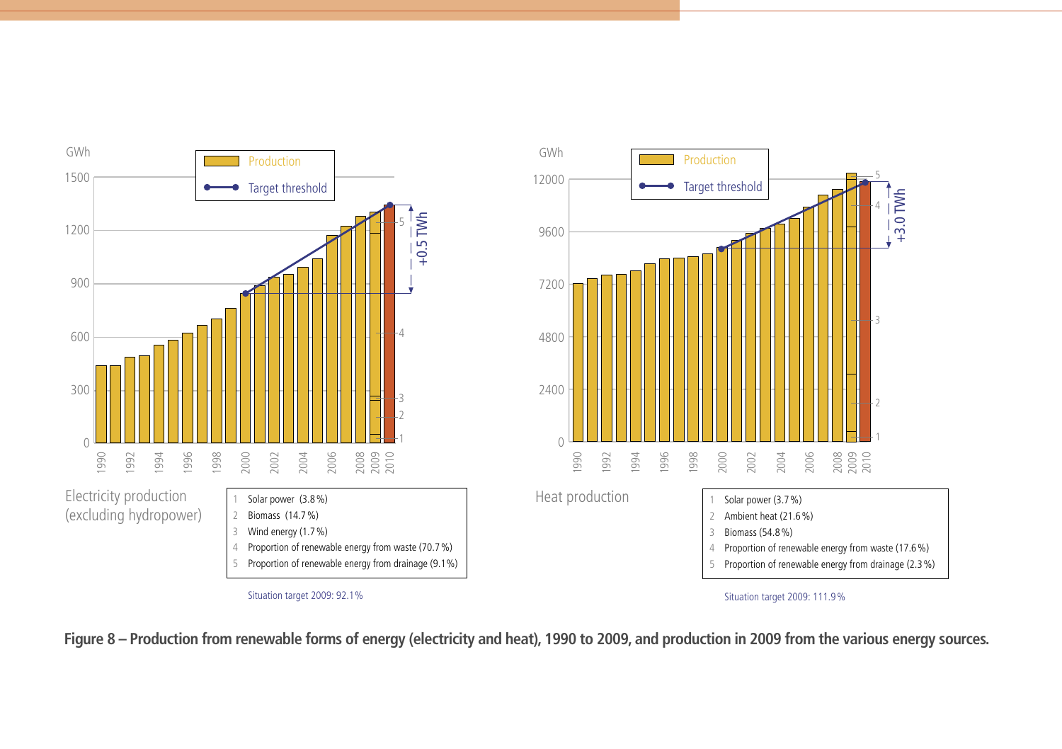GWh

Production

Target threshold

+0.5 TWh

Electricity production (excluding hydropower)

1 Solar power (3.8 %)
2 Biomass (14.7 %)
3 Wind energy (1.7 %)
4 Proportion of renewable energy from waste (70.7 %)
5 Proportion of renewable energy from drainage (9.1 %)

Situation target 2009: 92.1 %

GWh

Production

Target threshold

+3.0 TWh

Heat production

1 Solar power (3.7 %)
2 Ambient heat (21.6 %)
3 Biomass (54.8 %)
4 Proportion of renewable energy from waste (17.6 %)
5 Proportion of renewable energy from drainage (2.3 %)

Situation target 2009: 111.9 %

**Figure 8 – Production from renewable forms of energy (electricity and heat), 1990 to 2009, and production in 2009 from the various energy sources.**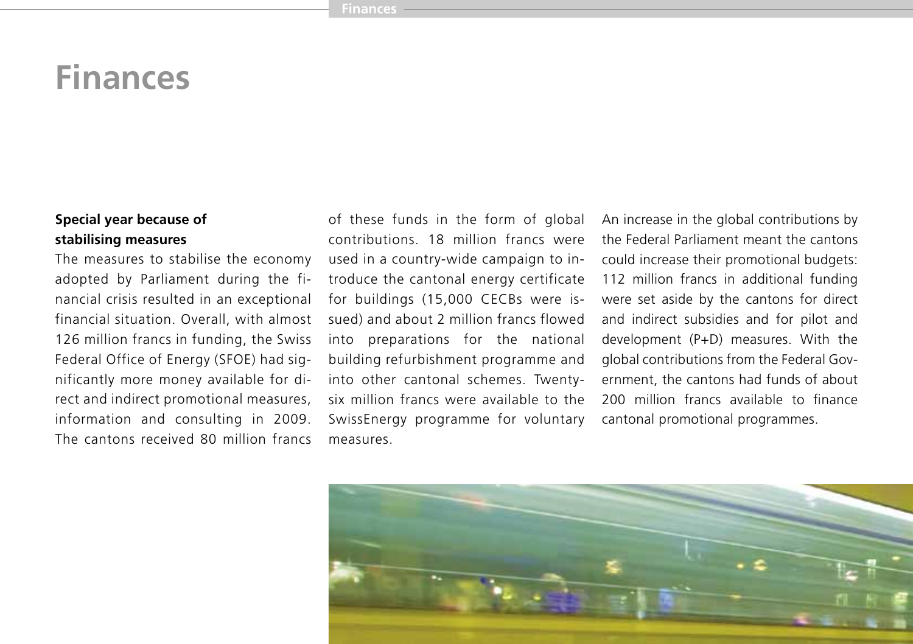# Finances

### Special year because of stabilising measures

The measures to stabilise the economy adopted by Parliament during the financial crisis resulted in an exceptional financial situation. Overall, with almost 126 million francs in funding, the Swiss Federal Office of Energy (SFOE) had significantly more money available for direct and indirect promotional measures, information and consulting in 2009. The cantons received 80 million francs of these funds in the form of global contributions. 18 million francs were used in a country-wide campaign to introduce the cantonal energy certificate for buildings (15,000 CECBs were issued) and about 2 million francs flowed into preparations for the national building refurbishment programme and into other cantonal schemes. Twenty-six million francs were available to the SwissEnergy programme for voluntary measures.

An increase in the global contributions by the Federal Parliament meant the cantons could increase their promotional budgets: 112 million francs in additional funding were set aside by the cantons for direct and indirect subsidies and for pilot and development (P+D) measures. With the global contributions from the Federal Government, the cantons had funds of about 200 million francs available to finance cantonal promotional programmes.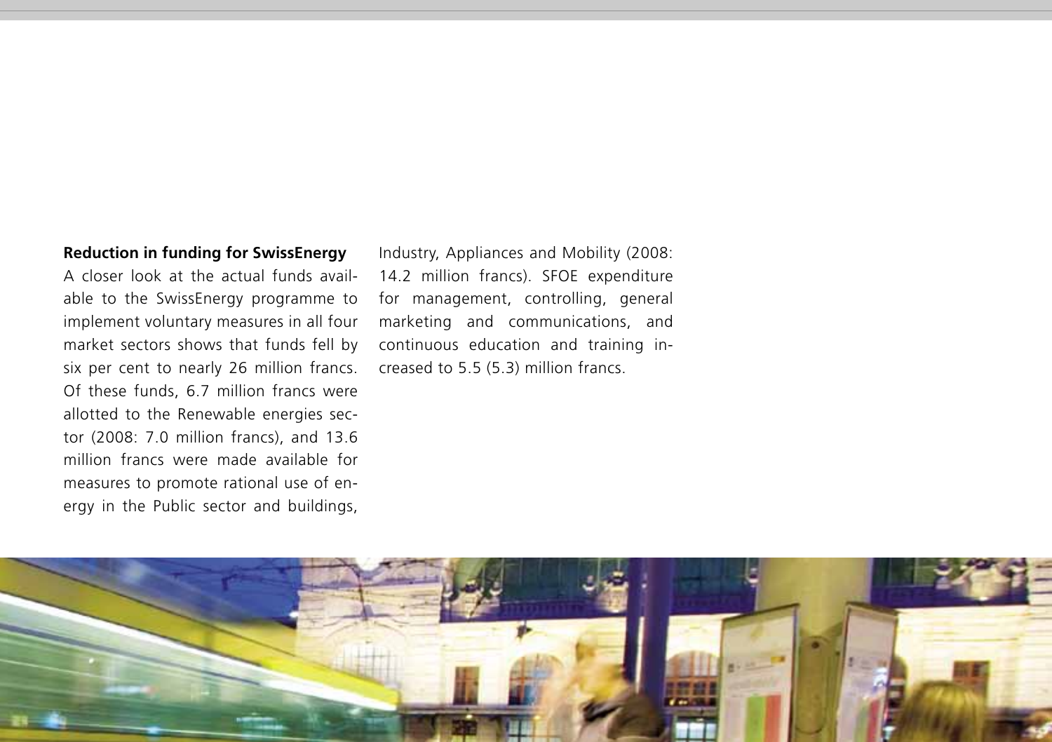**Reduction in funding for SwissEnergy**

A closer look at the actual funds available to the SwissEnergy programme to implement voluntary measures in all four market sectors shows that funds fell by six per cent to nearly 26 million francs. Of these funds, 6.7 million francs were allotted to the Renewable energies sector (2008: 7.0 million francs), and 13.6 million francs were made available for measures to promote rational use of energy in the Public sector and buildings, Industry, Appliances and Mobility (2008: 14.2 million francs). SFOE expenditure for management, controlling, general marketing and communications, and continuous education and training increased to 5.5 (5.3) million francs.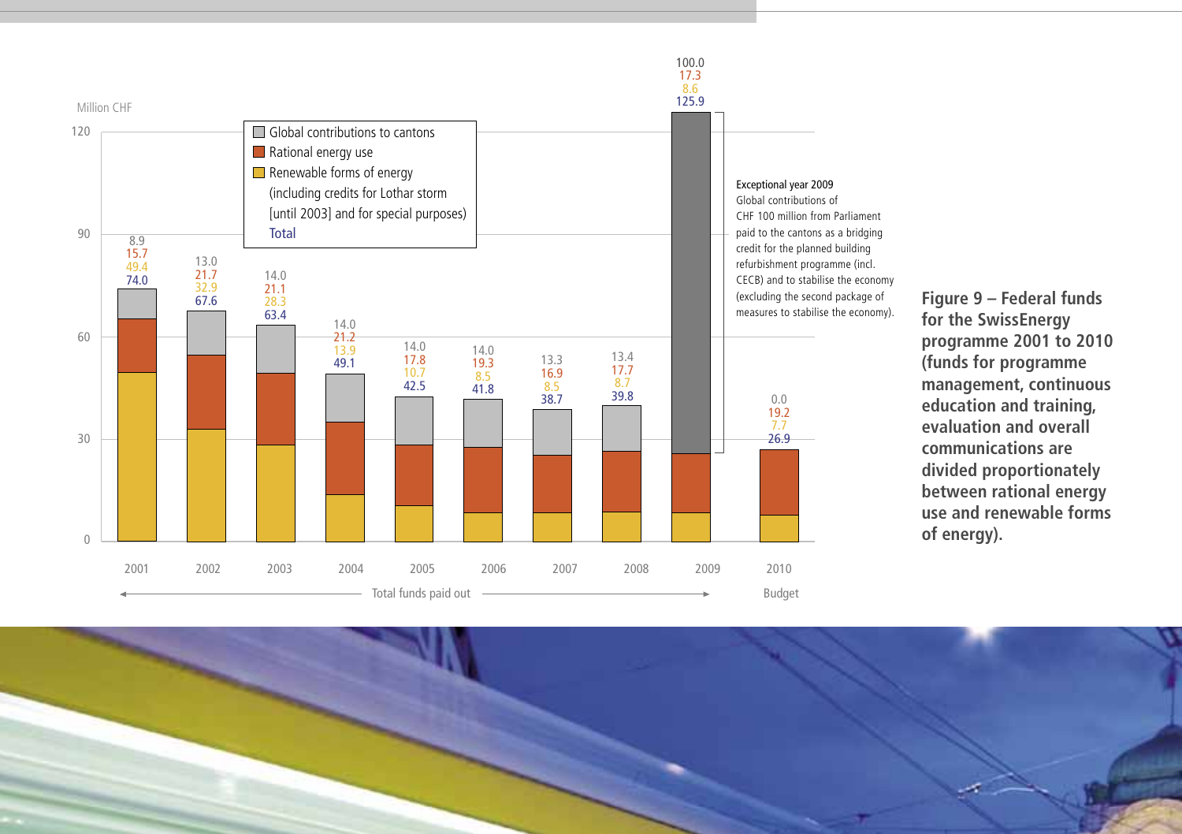**Figure 9 – Federal funds for the SwissEnergy programme 2001 to 2010 (funds for programme management, continuous education and training, evaluation and overall communications are divided proportionately between rational energy use and renewable forms of energy).**

Million CHF

| Year | Global contributions to cantons | Rational energy use | Renewable forms of energy (including credits for Lothar storm [until 2003] and for special purposes) | Total |
|---|---|---|---|---|
| 2001 | 8.9 | 15.7 | 49.4 | 74.0 |
| 2002 | 13.0 | 21.7 | 32.9 | 67.6 |
| 2003 | 14.0 | 21.1 | 28.3 | 63.4 |
| 2004 | 14.0 | 21.2 | 13.9 | 49.1 |
| 2005 | 14.0 | 17.8 | 10.7 | 42.5 |
| 2006 | 14.0 | 19.3 | 8.5 | 41.8 |
| 2007 | 13.3 | 16.9 | 8.5 | 38.7 |
| 2008 | 13.4 | 17.7 | 8.7 | 39.8 |
| 2009 | 100.0 | 17.3 | 8.6 | 125.9 |
| 2010 (Budget) | 0.0 | 19.2 | 7.7 | 26.9 |

2001–2009: Total funds paid out; 2010: Budget

**Exceptional year 2009**
Global contributions of CHF 100 million from Parliament paid to the cantons as a bridging credit for the planned building refurbishment programme (incl. CECB) and to stabilise the economy (excluding the second package of measures to stabilise the economy).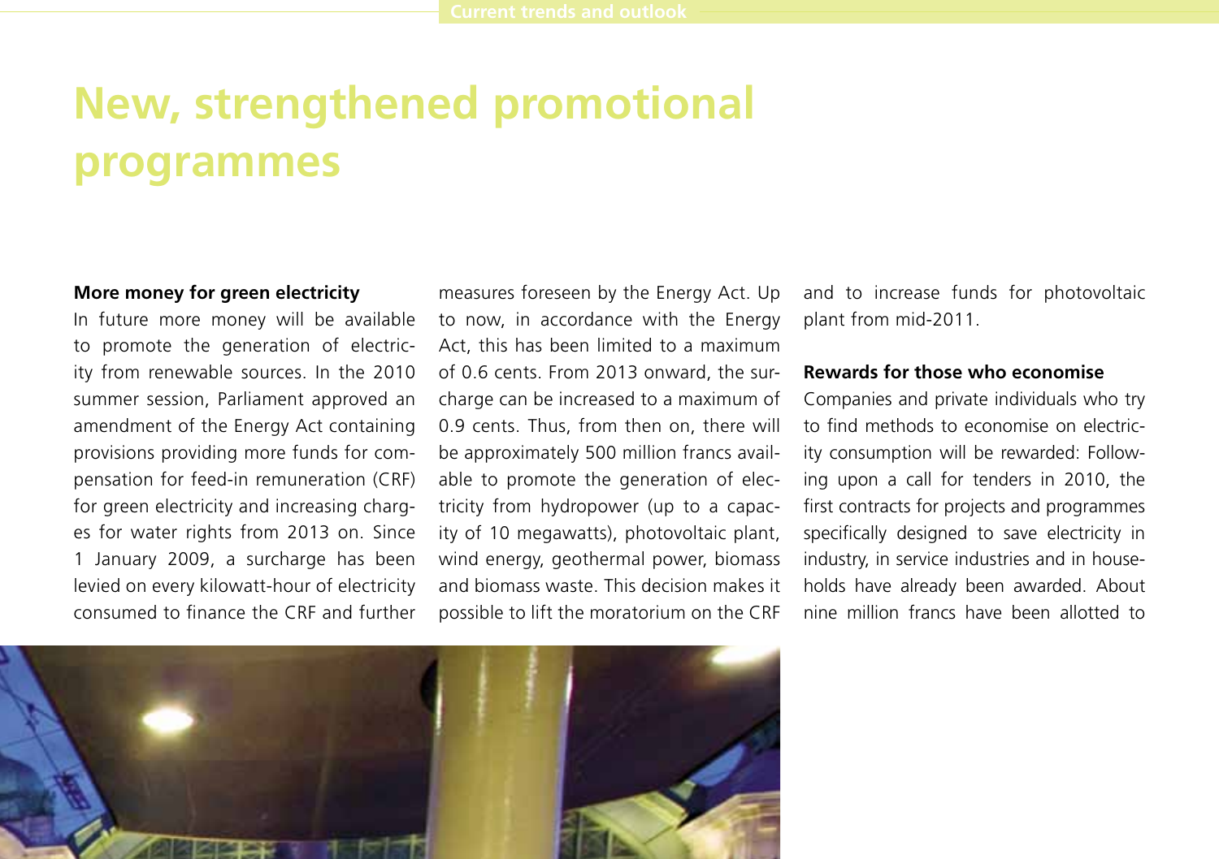# New, strengthened promotional programmes

**More money for green electricity**

In future more money will be available to promote the generation of electricity from renewable sources. In the 2010 summer session, Parliament approved an amendment of the Energy Act containing provisions providing more funds for compensation for feed-in remuneration (CRF) for green electricity and increasing charges for water rights from 2013 on. Since 1 January 2009, a surcharge has been levied on every kilowatt-hour of electricity consumed to finance the CRF and further measures foreseen by the Energy Act. Up to now, in accordance with the Energy Act, this has been limited to a maximum of 0.6 cents. From 2013 onward, the surcharge can be increased to a maximum of 0.9 cents. Thus, from then on, there will be approximately 500 million francs available to promote the generation of electricity from hydropower (up to a capacity of 10 megawatts), photovoltaic plant, wind energy, geothermal power, biomass and biomass waste. This decision makes it possible to lift the moratorium on the CRF and to increase funds for photovoltaic plant from mid-2011.

**Rewards for those who economise**

Companies and private individuals who try to find methods to economise on electricity consumption will be rewarded: Following upon a call for tenders in 2010, the first contracts for projects and programmes specifically designed to save electricity in industry, in service industries and in households have already been awarded. About nine million francs have been allotted to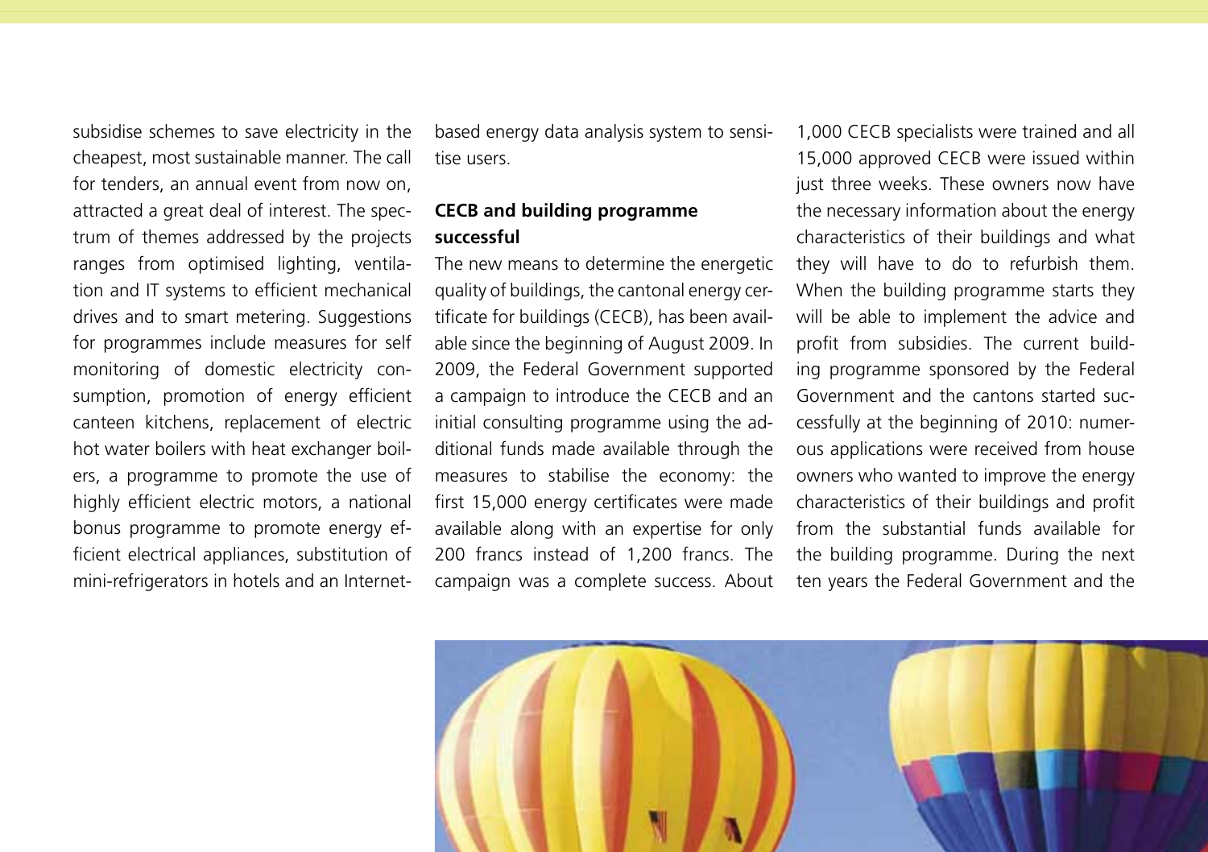subsidise schemes to save electricity in the cheapest, most sustainable manner. The call for tenders, an annual event from now on, attracted a great deal of interest. The spectrum of themes addressed by the projects ranges from optimised lighting, ventilation and IT systems to efficient mechanical drives and to smart metering. Suggestions for programmes include measures for self monitoring of domestic electricity consumption, promotion of energy efficient canteen kitchens, replacement of electric hot water boilers with heat exchanger boilers, a programme to promote the use of highly efficient electric motors, a national bonus programme to promote energy efficient electrical appliances, substitution of mini-refrigerators in hotels and an Internet-based energy data analysis system to sensitise users.

**CECB and building programme successful**

The new means to determine the energetic quality of buildings, the cantonal energy certificate for buildings (CECB), has been available since the beginning of August 2009. In 2009, the Federal Government supported a campaign to introduce the CECB and an initial consulting programme using the additional funds made available through the measures to stabilise the economy: the first 15,000 energy certificates were made available along with an expertise for only 200 francs instead of 1,200 francs. The campaign was a complete success. About 1,000 CECB specialists were trained and all 15,000 approved CECB were issued within just three weeks. These owners now have the necessary information about the energy characteristics of their buildings and what they will have to do to refurbish them. When the building programme starts they will be able to implement the advice and profit from subsidies. The current building programme sponsored by the Federal Government and the cantons started successfully at the beginning of 2010: numerous applications were received from house owners who wanted to improve the energy characteristics of their buildings and profit from the substantial funds available for the building programme. During the next ten years the Federal Government and the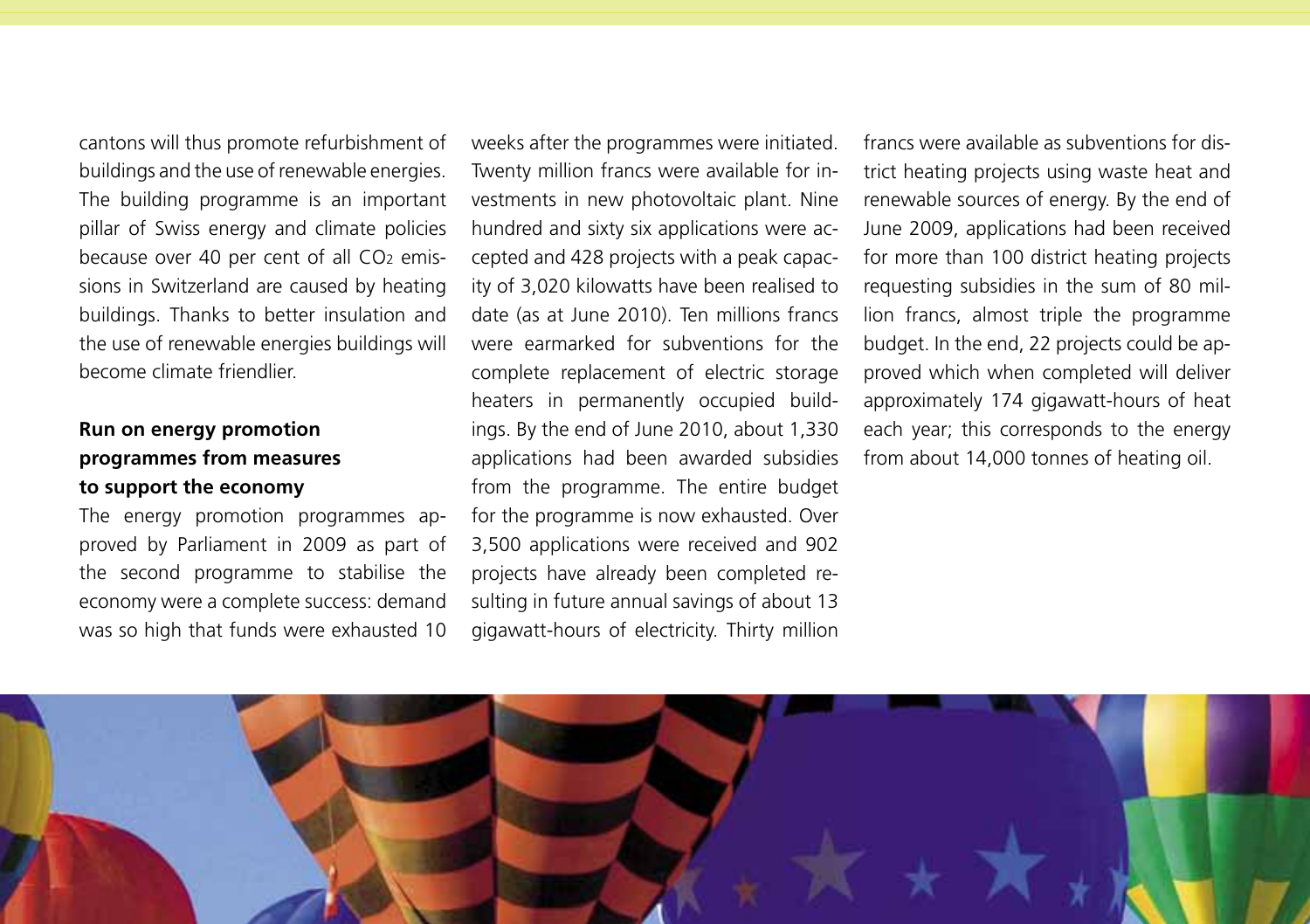cantons will thus promote refurbishment of buildings and the use of renewable energies. The building programme is an important pillar of Swiss energy and climate policies because over 40 per cent of all $CO_2$ emissions in Switzerland are caused by heating buildings. Thanks to better insulation and the use of renewable energies buildings will become climate friendlier.

### Run on energy promotion programmes from measures to support the economy

The energy promotion programmes approved by Parliament in 2009 as part of the second programme to stabilise the economy were a complete success: demand was so high that funds were exhausted 10 weeks after the programmes were initiated. Twenty million francs were available for investments in new photovoltaic plant. Nine hundred and sixty six applications were accepted and 428 projects with a peak capacity of 3,020 kilowatts have been realised to date (as at June 2010). Ten millions francs were earmarked for subventions for the complete replacement of electric storage heaters in permanently occupied buildings. By the end of June 2010, about 1,330 applications had been awarded subsidies from the programme. The entire budget for the programme is now exhausted. Over 3,500 applications were received and 902 projects have already been completed resulting in future annual savings of about 13 gigawatt-hours of electricity. Thirty million francs were available as subventions for district heating projects using waste heat and renewable sources of energy. By the end of June 2009, applications had been received for more than 100 district heating projects requesting subsidies in the sum of 80 million francs, almost triple the programme budget. In the end, 22 projects could be approved which when completed will deliver approximately 174 gigawatt-hours of heat each year; this corresponds to the energy from about 14,000 tonnes of heating oil.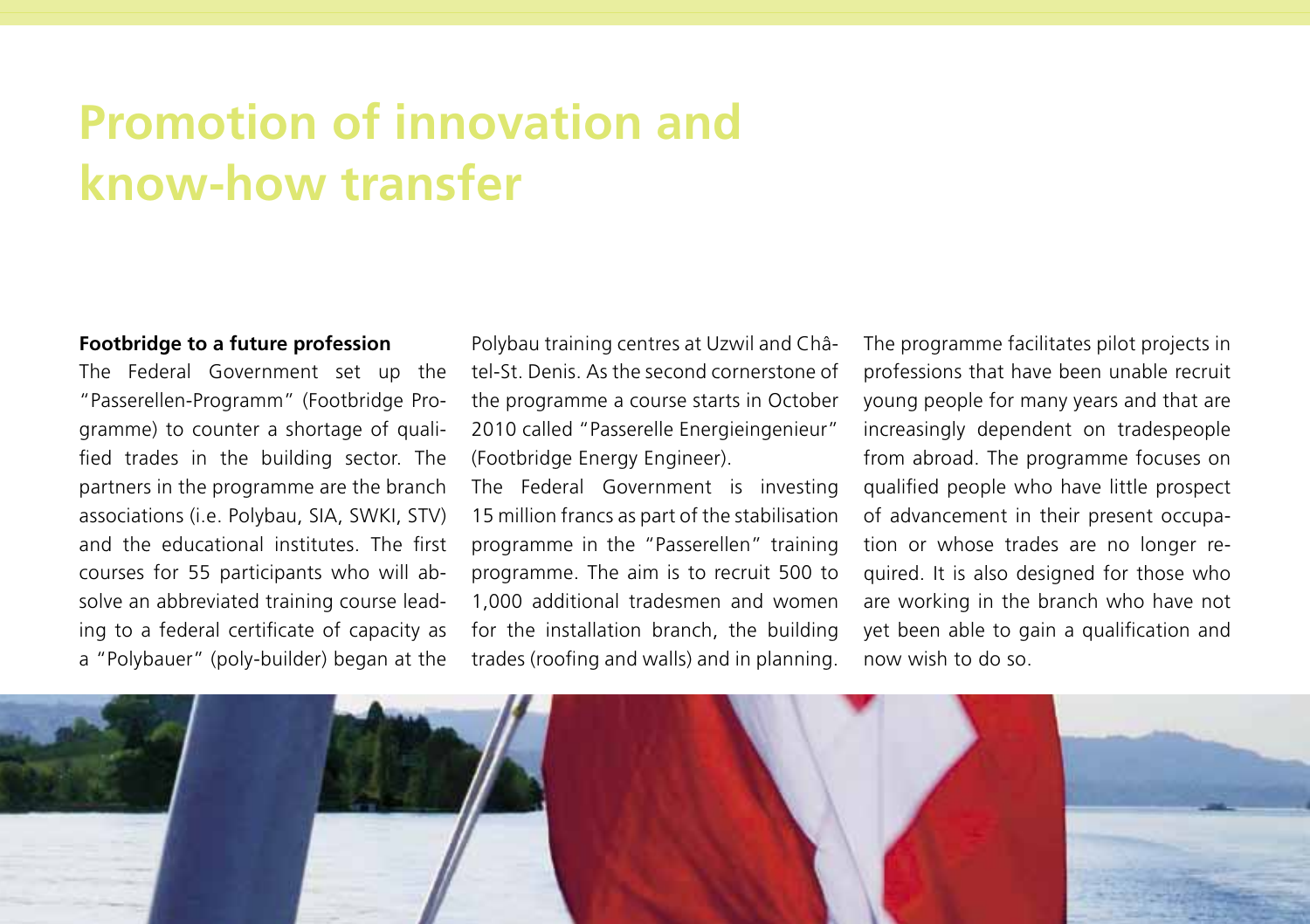# Promotion of innovation and know-how transfer

**Footbridge to a future profession**

The Federal Government set up the "Passerellen-Programm" (Footbridge Programme) to counter a shortage of qualified trades in the building sector. The partners in the programme are the branch associations (i.e. Polybau, SIA, SWKI, STV) and the educational institutes. The first courses for 55 participants who will absolve an abbreviated training course leading to a federal certificate of capacity as a "Polybauer" (poly-builder) began at the Polybau training centres at Uzwil and Châtel-St. Denis. As the second cornerstone of the programme a course starts in October 2010 called "Passerelle Energieingenieur" (Footbridge Energy Engineer).

The Federal Government is investing 15 million francs as part of the stabilisation programme in the "Passerellen" training programme. The aim is to recruit 500 to 1,000 additional tradesmen and women for the installation branch, the building trades (roofing and walls) and in planning.

The programme facilitates pilot projects in professions that have been unable recruit young people for many years and that are increasingly dependent on tradespeople from abroad. The programme focuses on qualified people who have little prospect of advancement in their present occupation or whose trades are no longer required. It is also designed for those who are working in the branch who have not yet been able to gain a qualification and now wish to do so.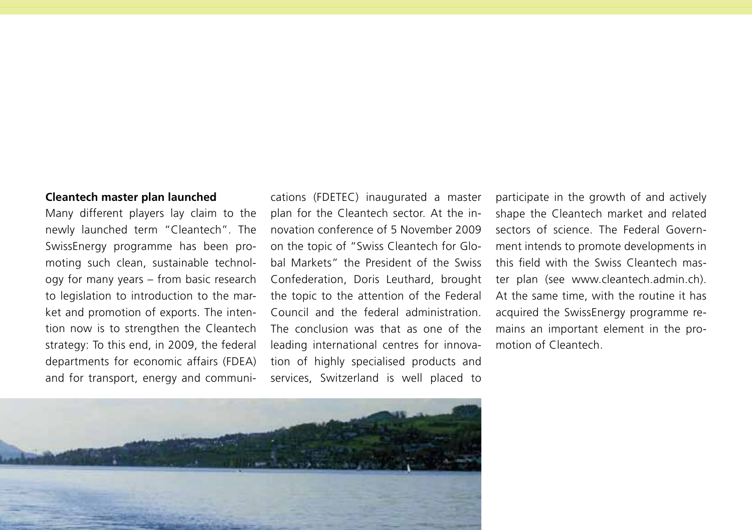### Cleantech master plan launched

Many different players lay claim to the newly launched term "Cleantech". The SwissEnergy programme has been promoting such clean, sustainable technology for many years – from basic research to legislation to introduction to the market and promotion of exports. The intention now is to strengthen the Cleantech strategy: To this end, in 2009, the federal departments for economic affairs (FDEA) and for transport, energy and communications (FDETEC) inaugurated a master plan for the Cleantech sector. At the innovation conference of 5 November 2009 on the topic of "Swiss Cleantech for Global Markets" the President of the Swiss Confederation, Doris Leuthard, brought the topic to the attention of the Federal Council and the federal administration. The conclusion was that as one of the leading international centres for innovation of highly specialised products and services, Switzerland is well placed to participate in the growth of and actively shape the Cleantech market and related sectors of science. The Federal Government intends to promote developments in this field with the Swiss Cleantech master plan (see www.cleantech.admin.ch). At the same time, with the routine it has acquired the SwissEnergy programme remains an important element in the promotion of Cleantech.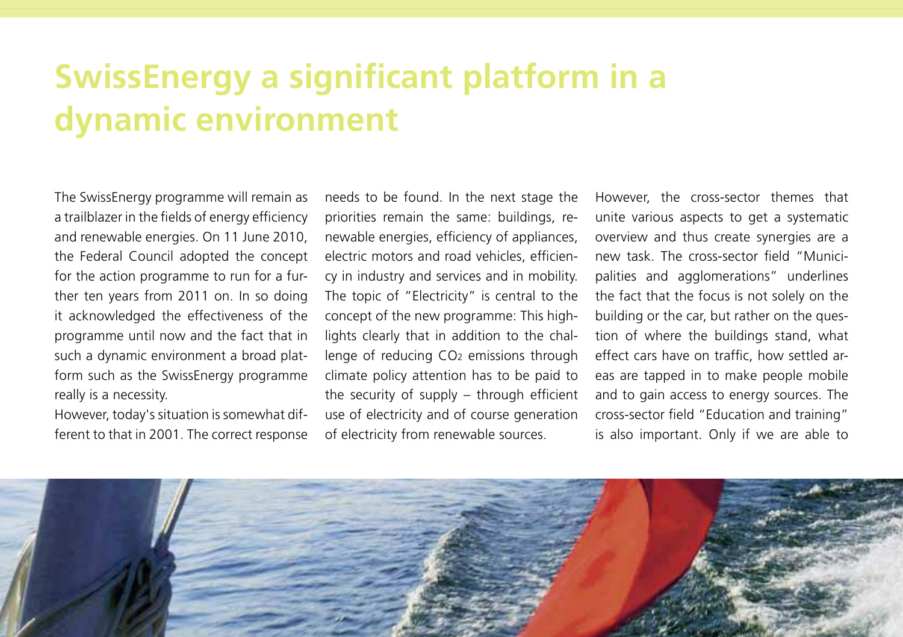# SwissEnergy a significant platform in a dynamic environment

The SwissEnergy programme will remain as a trailblazer in the fields of energy efficiency and renewable energies. On 11 June 2010, the Federal Council adopted the concept for the action programme to run for a further ten years from 2011 on. In so doing it acknowledged the effectiveness of the programme until now and the fact that in such a dynamic environment a broad platform such as the SwissEnergy programme really is a necessity.

However, today's situation is somewhat different to that in 2001. The correct response needs to be found. In the next stage the priorities remain the same: buildings, renewable energies, efficiency of appliances, electric motors and road vehicles, efficiency in industry and services and in mobility. The topic of "Electricity" is central to the concept of the new programme: This highlights clearly that in addition to the challenge of reducing $CO_2$ emissions through climate policy attention has to be paid to the security of supply – through efficient use of electricity and of course generation of electricity from renewable sources.

However, the cross-sector themes that unite various aspects to get a systematic overview and thus create synergies are a new task. The cross-sector field "Municipalities and agglomerations" underlines the fact that the focus is not solely on the building or the car, but rather on the question of where the buildings stand, what effect cars have on traffic, how settled areas are tapped in to make people mobile and to gain access to energy sources. The cross-sector field "Education and training" is also important. Only if we are able to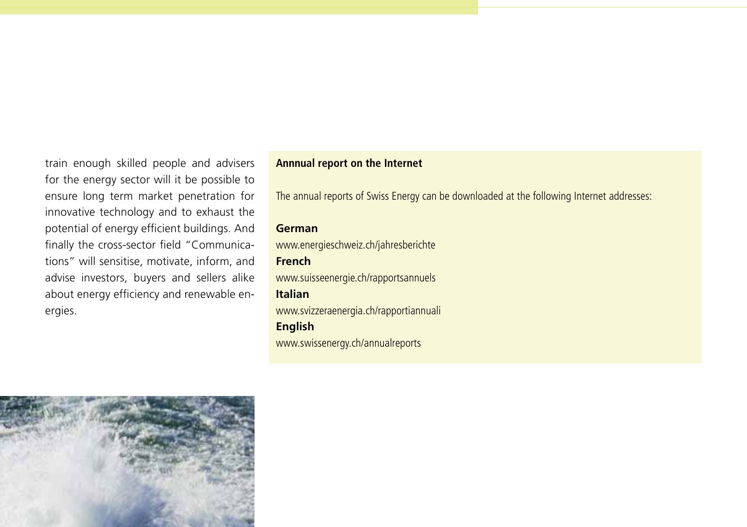train enough skilled people and advisers for the energy sector will it be possible to ensure long term market penetration for innovative technology and to exhaust the potential of energy efficient buildings. And finally the cross-sector field "Communications" will sensitise, motivate, inform, and advise investors, buyers and sellers alike about energy efficiency and renewable energies.

**Annnual report on the Internet**

The annual reports of Swiss Energy can be downloaded at the following Internet addresses:

**German**
www.energieschweiz.ch/jahresberichte

**French**
www.suisseenergie.ch/rapportsannuels

**Italian**
www.svizzeraenergia.ch/rapportiannuali

**English**
www.swissenergy.ch/annualreports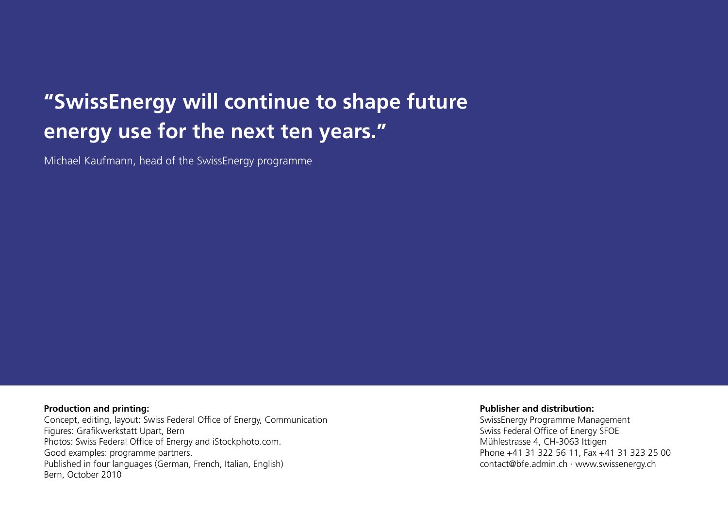## “SwissEnergy will continue to shape future energy use for the next ten years.”

Michael Kaufmann, head of the SwissEnergy programme

**Production and printing:**
Concept, editing, layout: Swiss Federal Office of Energy, Communication
Figures: Grafikwerkstatt Upart, Bern
Photos: Swiss Federal Office of Energy and iStockphoto.com.
Good examples: programme partners.
Published in four languages (German, French, Italian, English)
Bern, October 2010

**Publisher and distribution:**
SwissEnergy Programme Management
Swiss Federal Office of Energy SFOE
Mühlestrasse 4, CH-3063 Ittigen
Phone +41 31 322 56 11, Fax +41 31 323 25 00
contact@bfe.admin.ch · www.swissenergy.ch